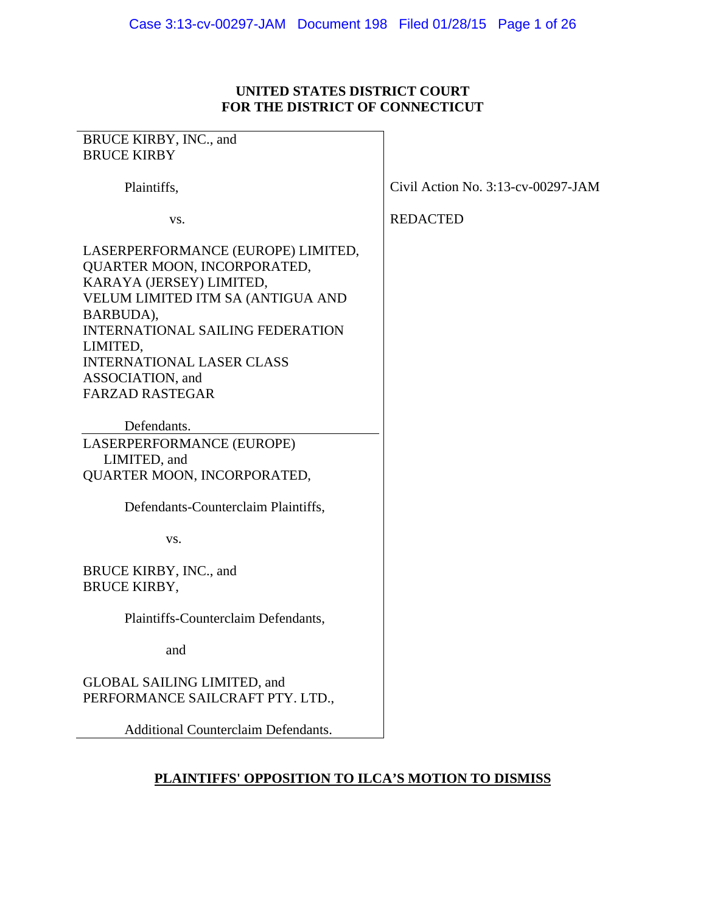**UNITED STATES DISTRICT COURT**
**FOR THE DISTRICT OF CONNECTICUT**

| | |
|---|---|
| BRUCE KIRBY, INC., and<br>BRUCE KIRBY<br><br>Plaintiffs,<br><br>vs.<br><br>LASERPERFORMANCE (EUROPE) LIMITED,<br>QUARTER MOON, INCORPORATED,<br>KARAYA (JERSEY) LIMITED,<br>VELUM LIMITED ITM SA (ANTIGUA AND BARBUDA),<br>INTERNATIONAL SAILING FEDERATION LIMITED,<br>INTERNATIONAL LASER CLASS ASSOCIATION, and<br>FARZAD RASTEGAR<br><br>Defendants. | Civil Action No. 3:13-cv-00297-JAM<br><br>REDACTED |
| LASERPERFORMANCE (EUROPE) LIMITED, and<br>QUARTER MOON, INCORPORATED,<br><br>Defendants-Counterclaim Plaintiffs,<br><br>vs.<br><br>BRUCE KIRBY, INC., and<br>BRUCE KIRBY,<br><br>Plaintiffs-Counterclaim Defendants,<br><br>and<br><br>GLOBAL SAILING LIMITED, and<br>PERFORMANCE SAILCRAFT PTY. LTD.,<br><br>Additional Counterclaim Defendants. | |

**PLAINTIFFS' OPPOSITION TO ILCA'S MOTION TO DISMISS**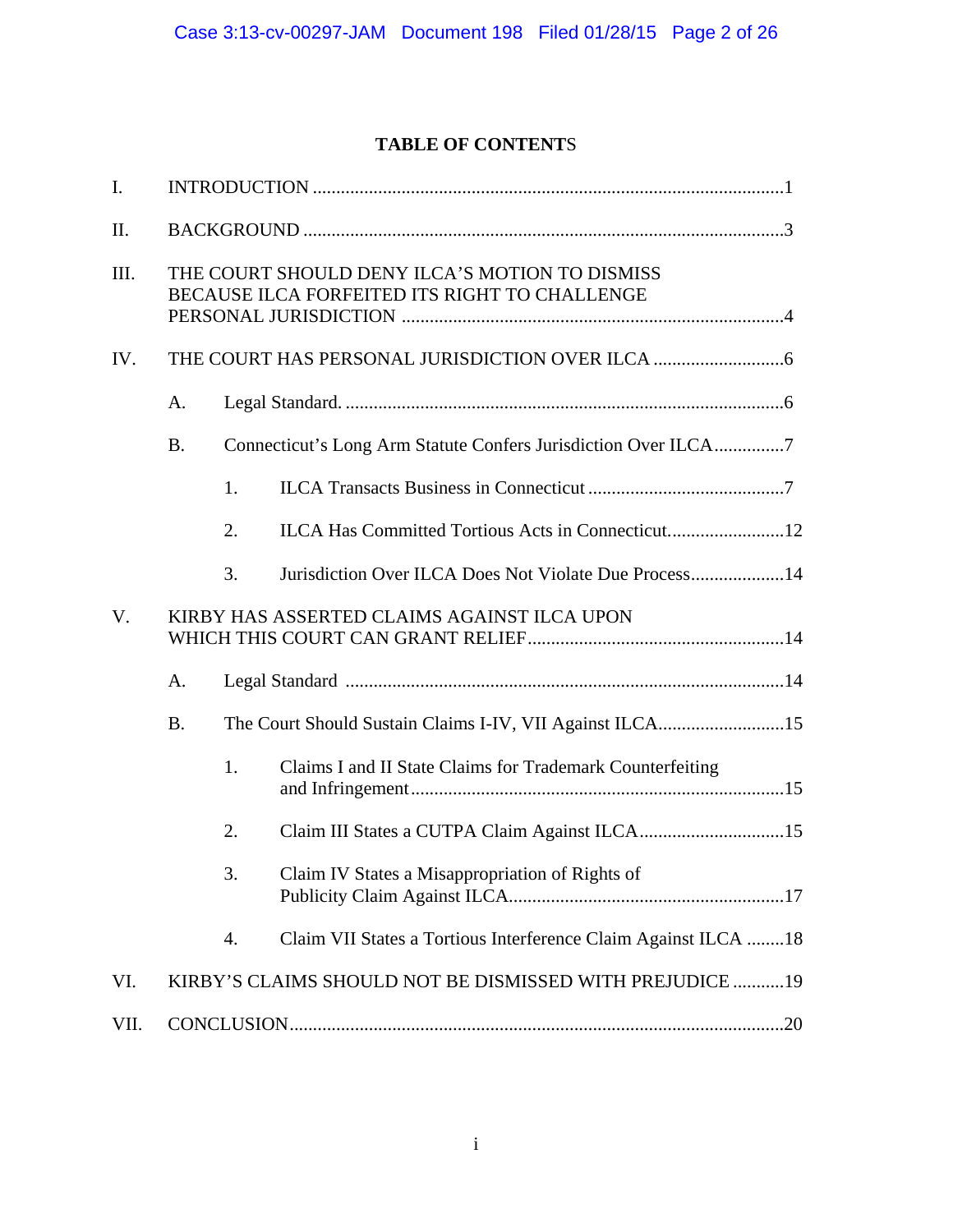# TABLE OF CONTENTS

I. INTRODUCTION ....................................................................................................1

II. BACKGROUND ......................................................................................................3

III. THE COURT SHOULD DENY ILCA'S MOTION TO DISMISS BECAUSE ILCA FORFEITED ITS RIGHT TO CHALLENGE PERSONAL JURISDICTION .................................................................................4

IV. THE COURT HAS PERSONAL JURISDICTION OVER ILCA ............................6

- A. Legal Standard. ..............................................................................................6
- B. Connecticut's Long Arm Statute Confers Jurisdiction Over ILCA...............7
  - 1. ILCA Transacts Business in Connecticut ..........................................7
  - 2. ILCA Has Committed Tortious Acts in Connecticut.........................12
  - 3. Jurisdiction Over ILCA Does Not Violate Due Process....................14

V. KIRBY HAS ASSERTED CLAIMS AGAINST ILCA UPON WHICH THIS COURT CAN GRANT RELIEF.......................................................14

- A. Legal Standard .............................................................................................14
- B. The Court Should Sustain Claims I-IV, VII Against ILCA...........................15
  - 1. Claims I and II State Claims for Trademark Counterfeiting and Infringement.................................................................................15
  - 2. Claim III States a CUTPA Claim Against ILCA...............................15
  - 3. Claim IV States a Misappropriation of Rights of Publicity Claim Against ILCA...........................................................17
  - 4. Claim VII States a Tortious Interference Claim Against ILCA ........18

VI. KIRBY'S CLAIMS SHOULD NOT BE DISMISSED WITH PREJUDICE ...........19

VII. CONCLUSION.........................................................................................................20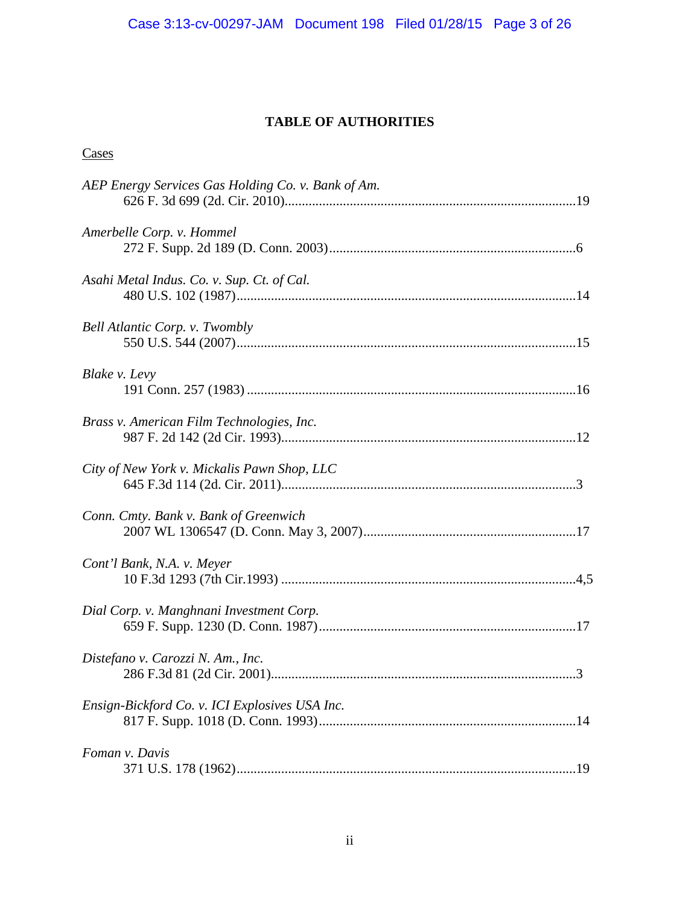# TABLE OF AUTHORITIES

Cases

*AEP Energy Services Gas Holding Co. v. Bank of Am.*
626 F. 3d 699 (2d. Cir. 2010)....................................................................................19

*Amerbelle Corp. v. Hommel*
272 F. Supp. 2d 189 (D. Conn. 2003).......................................................................6

*Asahi Metal Indus. Co. v. Sup. Ct. of Cal.*
480 U.S. 102 (1987)..................................................................................................14

*Bell Atlantic Corp. v. Twombly*
550 U.S. 544 (2007)..................................................................................................15

*Blake v. Levy*
191 Conn. 257 (1983) ...............................................................................................16

*Brass v. American Film Technologies, Inc.*
987 F. 2d 142 (2d Cir. 1993).....................................................................................12

*City of New York v. Mickalis Pawn Shop, LLC*
645 F.3d 114 (2d. Cir. 2011).....................................................................................3

*Conn. Cmty. Bank v. Bank of Greenwich*
2007 WL 1306547 (D. Conn. May 3, 2007).............................................................17

*Cont'l Bank, N.A. v. Meyer*
10 F.3d 1293 (7th Cir.1993) .....................................................................................4,5

*Dial Corp. v. Manghnani Investment Corp.*
659 F. Supp. 1230 (D. Conn. 1987)..........................................................................17

*Distefano v. Carozzi N. Am., Inc.*
286 F.3d 81 (2d Cir. 2001)........................................................................................3

*Ensign-Bickford Co. v. ICI Explosives USA Inc.*
817 F. Supp. 1018 (D. Conn. 1993)..........................................................................14

*Foman v. Davis*
371 U.S. 178 (1962)..................................................................................................19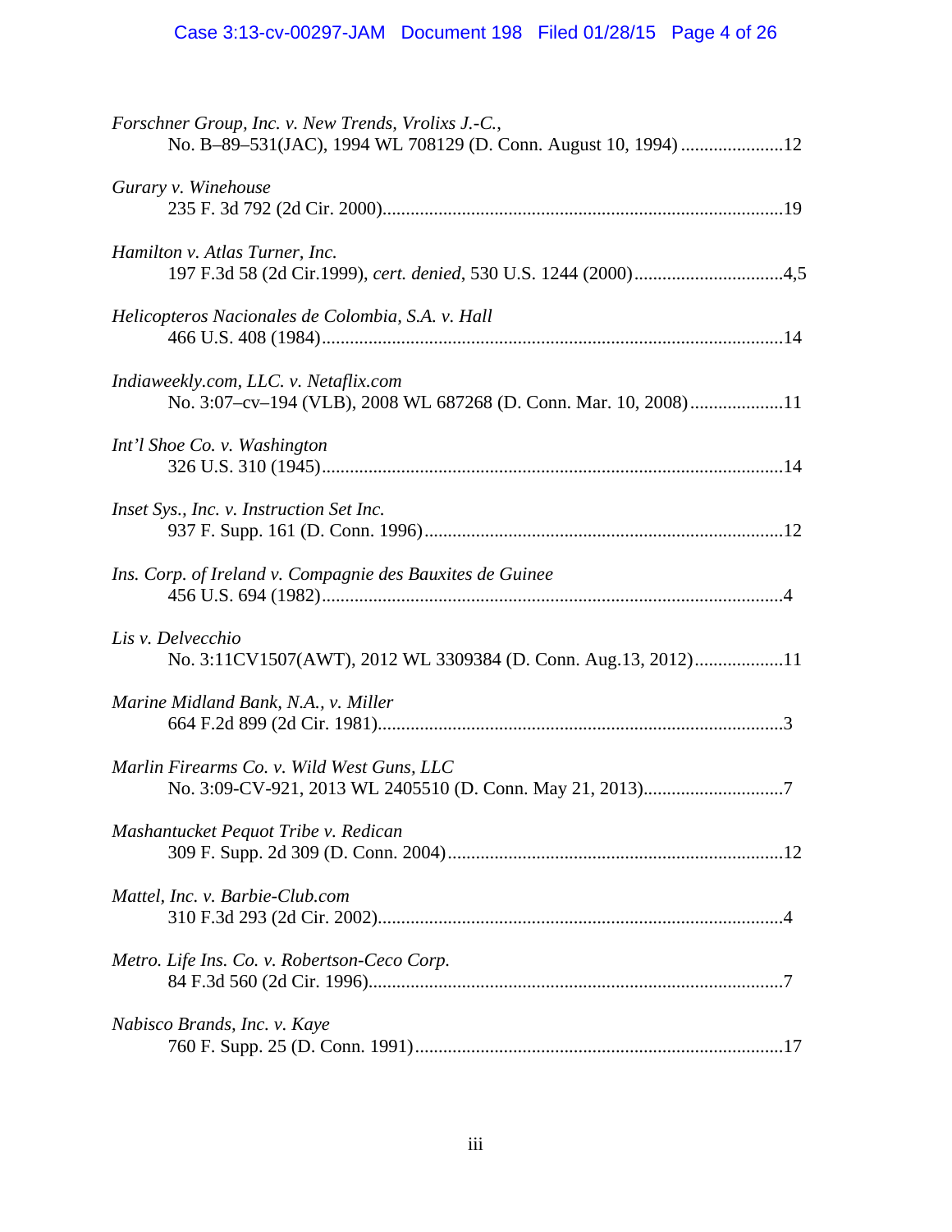*Forschner Group, Inc. v. New Trends, Vrolix J.-C.*,
No. B–89–531(JAC), 1994 WL 708129 (D. Conn. August 10, 1994) ......................12

*Gurary v. Winehouse*
235 F. 3d 792 (2d Cir. 2000).....................................................................................19

*Hamilton v. Atlas Turner, Inc.*
197 F.3d 58 (2d Cir.1999), *cert. denied*, 530 U.S. 1244 (2000)................................4,5

*Helicopteros Nacionales de Colombia, S.A. v. Hall*
466 U.S. 408 (1984)..................................................................................................14

*Indiaweekly.com, LLC. v. Netaflix.com*
No. 3:07–cv–194 (VLB), 2008 WL 687268 (D. Conn. Mar. 10, 2008)....................11

*Int'l Shoe Co. v. Washington*
326 U.S. 310 (1945)..................................................................................................14

*Inset Sys., Inc. v. Instruction Set Inc.*
937 F. Supp. 161 (D. Conn. 1996)............................................................................12

*Ins. Corp. of Ireland v. Compagnie des Bauxites de Guinee*
456 U.S. 694 (1982)..................................................................................................4

*Lis v. Delvecchio*
No. 3:11CV1507(AWT), 2012 WL 3309384 (D. Conn. Aug.13, 2012)...................11

*Marine Midland Bank, N.A., v. Miller*
664 F.2d 899 (2d Cir. 1981)......................................................................................3

*Marlin Firearms Co. v. Wild West Guns, LLC*
No. 3:09-CV-921, 2013 WL 2405510 (D. Conn. May 21, 2013)..............................7

*Mashantucket Pequot Tribe v. Redican*
309 F. Supp. 2d 309 (D. Conn. 2004).......................................................................12

*Mattel, Inc. v. Barbie-Club.com*
310 F.3d 293 (2d Cir. 2002)......................................................................................4

*Metro. Life Ins. Co. v. Robertson-Ceco Corp.*
84 F.3d 560 (2d Cir. 1996)........................................................................................7

*Nabisco Brands, Inc. v. Kaye*
760 F. Supp. 25 (D. Conn. 1991)..............................................................................17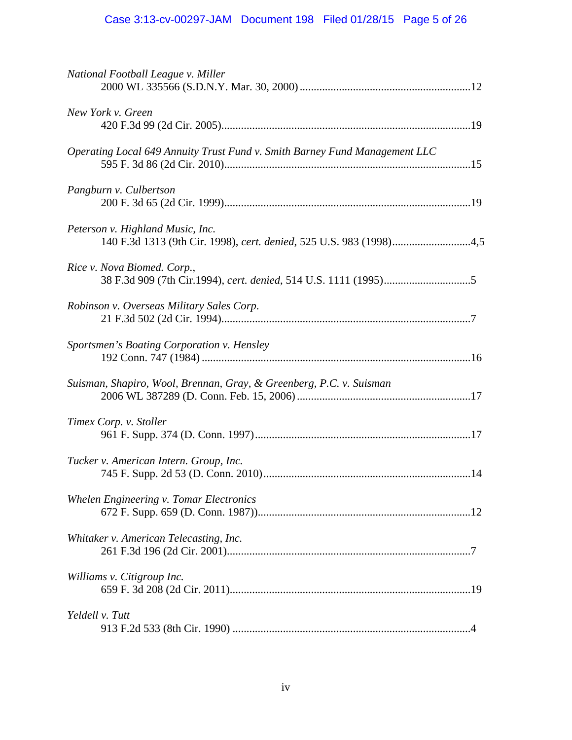*National Football League v. Miller*
2000 WL 335566 (S.D.N.Y. Mar. 30, 2000) ............................................................12

*New York v. Green*
420 F.3d 99 (2d Cir. 2005).......................................................................................19

*Operating Local 649 Annuity Trust Fund v. Smith Barney Fund Management LLC*
595 F. 3d 86 (2d Cir. 2010).......................................................................................15

*Pangburn v. Culbertson*
200 F. 3d 65 (2d Cir. 1999).......................................................................................19

*Peterson v. Highland Music, Inc.*
140 F.3d 1313 (9th Cir. 1998), *cert. denied*, 525 U.S. 983 (1998)...........................4,5

*Rice v. Nova Biomed. Corp.*,
38 F.3d 909 (7th Cir.1994), *cert. denied*, 514 U.S. 1111 (1995)...............................5

*Robinson v. Overseas Military Sales Corp.*
21 F.3d 502 (2d Cir. 1994).........................................................................................7

*Sportsmen's Boating Corporation v. Hensley*
192 Conn. 747 (1984) ...............................................................................................16

*Suisman, Shapiro, Wool, Brennan, Gray, & Greenberg, P.C. v. Suisman*
2006 WL 387289 (D. Conn. Feb. 15, 2006) .............................................................17

*Timex Corp. v. Stoller*
961 F. Supp. 374 (D. Conn. 1997)............................................................................17

*Tucker v. American Intern. Group, Inc.*
745 F. Supp. 2d 53 (D. Conn. 2010).........................................................................14

*Whelen Engineering v. Tomar Electronics*
672 F. Supp. 659 (D. Conn. 1987))...........................................................................12

*Whitaker v. American Telecasting, Inc.*
261 F.3d 196 (2d Cir. 2001)......................................................................................7

*Williams v. Citigroup Inc.*
659 F. 3d 208 (2d Cir. 2011).....................................................................................19

*Yeldell v. Tutt*
913 F.2d 533 (8th Cir. 1990) ....................................................................................4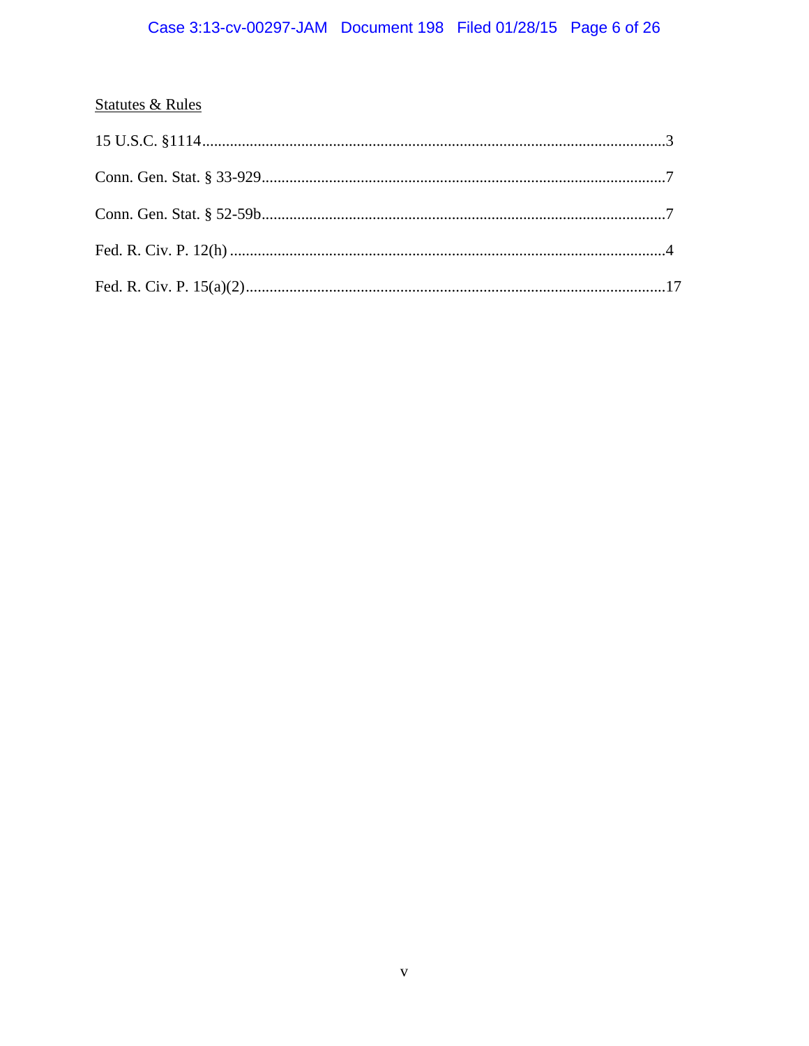Statutes & Rules

15 U.S.C. §1114 .....................................................................................................................3

Conn. Gen. Stat. § 33-929.....................................................................................................7

Conn. Gen. Stat. § 52-59b.....................................................................................................7

Fed. R. Civ. P. 12(h) .............................................................................................................4

Fed. R. Civ. P. 15(a)(2).........................................................................................................17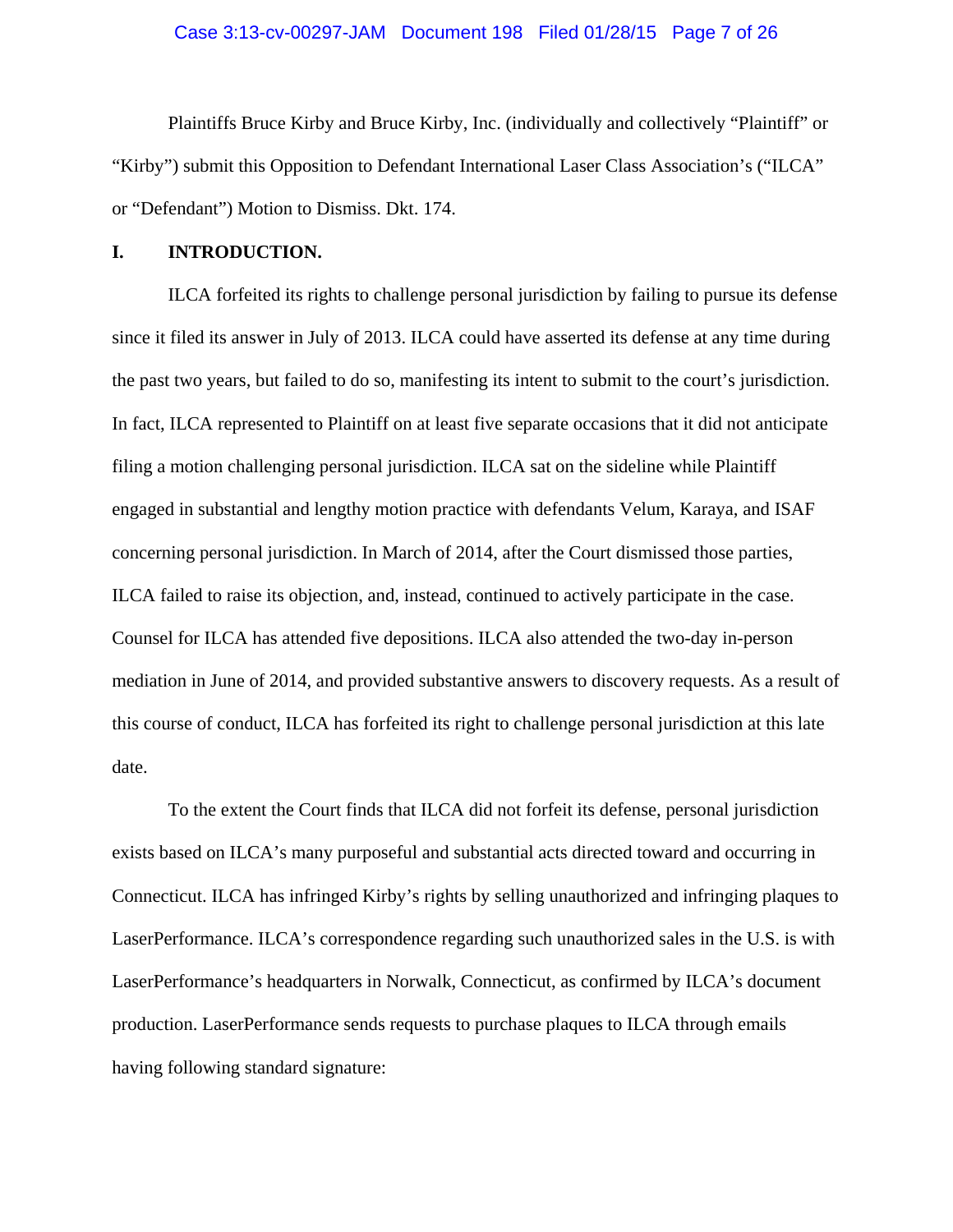Plaintiffs Bruce Kirby and Bruce Kirby, Inc. (individually and collectively "Plaintiff" or "Kirby") submit this Opposition to Defendant International Laser Class Association's ("ILCA" or "Defendant") Motion to Dismiss. Dkt. 174.

## I. INTRODUCTION.

ILCA forfeited its rights to challenge personal jurisdiction by failing to pursue its defense since it filed its answer in July of 2013. ILCA could have asserted its defense at any time during the past two years, but failed to do so, manifesting its intent to submit to the court's jurisdiction. In fact, ILCA represented to Plaintiff on at least five separate occasions that it did not anticipate filing a motion challenging personal jurisdiction. ILCA sat on the sideline while Plaintiff engaged in substantial and lengthy motion practice with defendants Velum, Karaya, and ISAF concerning personal jurisdiction. In March of 2014, after the Court dismissed those parties, ILCA failed to raise its objection, and, instead, continued to actively participate in the case. Counsel for ILCA has attended five depositions. ILCA also attended the two-day in-person mediation in June of 2014, and provided substantive answers to discovery requests. As a result of this course of conduct, ILCA has forfeited its right to challenge personal jurisdiction at this late date.

To the extent the Court finds that ILCA did not forfeit its defense, personal jurisdiction exists based on ILCA's many purposeful and substantial acts directed toward and occurring in Connecticut. ILCA has infringed Kirby's rights by selling unauthorized and infringing plaques to LaserPerformance. ILCA's correspondence regarding such unauthorized sales in the U.S. is with LaserPerformance's headquarters in Norwalk, Connecticut, as confirmed by ILCA's document production. LaserPerformance sends requests to purchase plaques to ILCA through emails having following standard signature: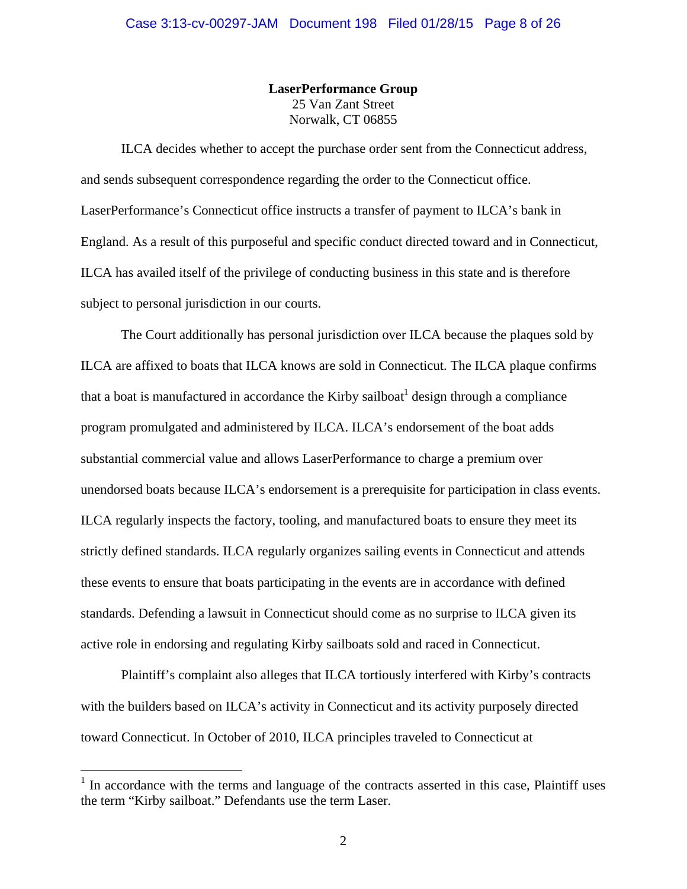**LaserPerformance Group**
25 Van Zant Street
Norwalk, CT 06855

ILCA decides whether to accept the purchase order sent from the Connecticut address, and sends subsequent correspondence regarding the order to the Connecticut office. LaserPerformance's Connecticut office instructs a transfer of payment to ILCA's bank in England. As a result of this purposeful and specific conduct directed toward and in Connecticut, ILCA has availed itself of the privilege of conducting business in this state and is therefore subject to personal jurisdiction in our courts.

The Court additionally has personal jurisdiction over ILCA because the plaques sold by ILCA are affixed to boats that ILCA knows are sold in Connecticut. The ILCA plaque confirms that a boat is manufactured in accordance the Kirby sailboat[1] design through a compliance program promulgated and administered by ILCA. ILCA's endorsement of the boat adds substantial commercial value and allows LaserPerformance to charge a premium over unendorsed boats because ILCA's endorsement is a prerequisite for participation in class events. ILCA regularly inspects the factory, tooling, and manufactured boats to ensure they meet its strictly defined standards. ILCA regularly organizes sailing events in Connecticut and attends these events to ensure that boats participating in the events are in accordance with defined standards. Defending a lawsuit in Connecticut should come as no surprise to ILCA given its active role in endorsing and regulating Kirby sailboats sold and raced in Connecticut.

Plaintiff's complaint also alleges that ILCA tortiously interfered with Kirby's contracts with the builders based on ILCA's activity in Connecticut and its activity purposely directed toward Connecticut. In October of 2010, ILCA principles traveled to Connecticut at

[1] In accordance with the terms and language of the contracts asserted in this case, Plaintiff uses the term "Kirby sailboat." Defendants use the term Laser.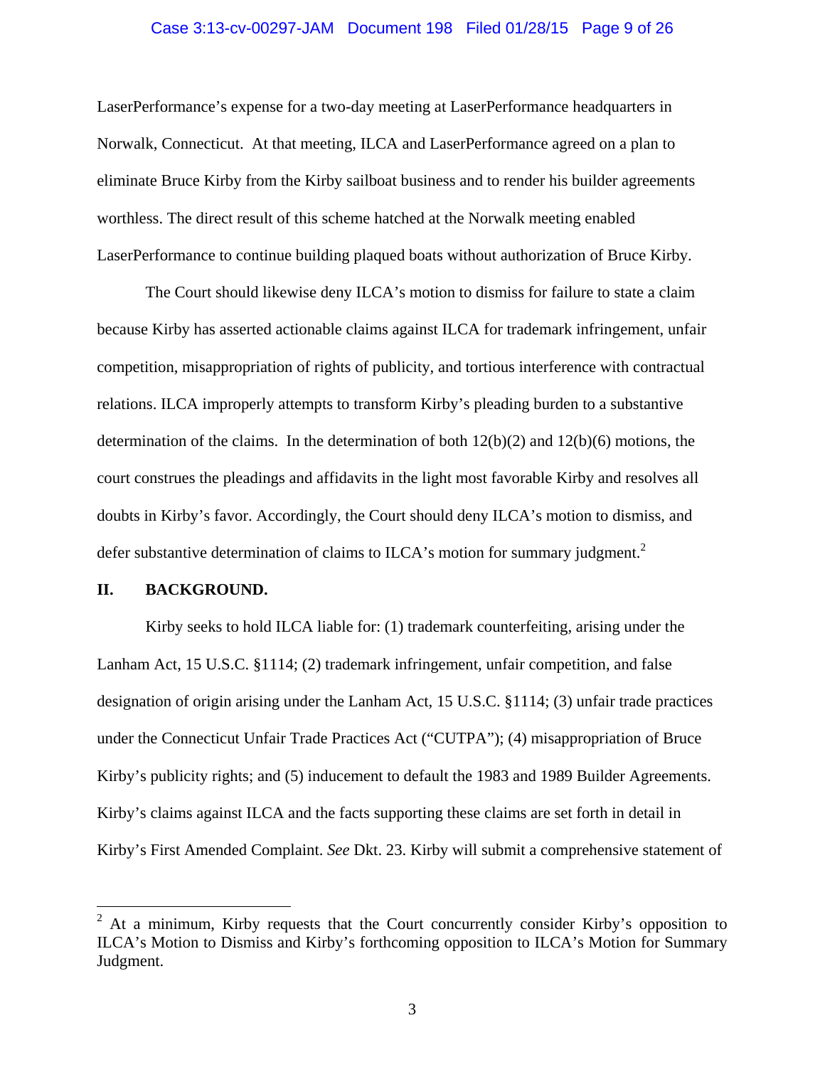LaserPerformance's expense for a two-day meeting at LaserPerformance headquarters in Norwalk, Connecticut. At that meeting, ILCA and LaserPerformance agreed on a plan to eliminate Bruce Kirby from the Kirby sailboat business and to render his builder agreements worthless. The direct result of this scheme hatched at the Norwalk meeting enabled LaserPerformance to continue building plaqued boats without authorization of Bruce Kirby.

The Court should likewise deny ILCA's motion to dismiss for failure to state a claim because Kirby has asserted actionable claims against ILCA for trademark infringement, unfair competition, misappropriation of rights of publicity, and tortious interference with contractual relations. ILCA improperly attempts to transform Kirby's pleading burden to a substantive determination of the claims. In the determination of both 12(b)(2) and 12(b)(6) motions, the court construes the pleadings and affidavits in the light most favorable Kirby and resolves all doubts in Kirby's favor. Accordingly, the Court should deny ILCA's motion to dismiss, and defer substantive determination of claims to ILCA's motion for summary judgment.[2]

## II. BACKGROUND.

Kirby seeks to hold ILCA liable for: (1) trademark counterfeiting, arising under the Lanham Act, 15 U.S.C. §1114; (2) trademark infringement, unfair competition, and false designation of origin arising under the Lanham Act, 15 U.S.C. §1114; (3) unfair trade practices under the Connecticut Unfair Trade Practices Act ("CUTPA"); (4) misappropriation of Bruce Kirby's publicity rights; and (5) inducement to default the 1983 and 1989 Builder Agreements. Kirby's claims against ILCA and the facts supporting these claims are set forth in detail in Kirby's First Amended Complaint. *See* Dkt. 23. Kirby will submit a comprehensive statement of

[2] At a minimum, Kirby requests that the Court concurrently consider Kirby's opposition to ILCA's Motion to Dismiss and Kirby's forthcoming opposition to ILCA's Motion for Summary Judgment.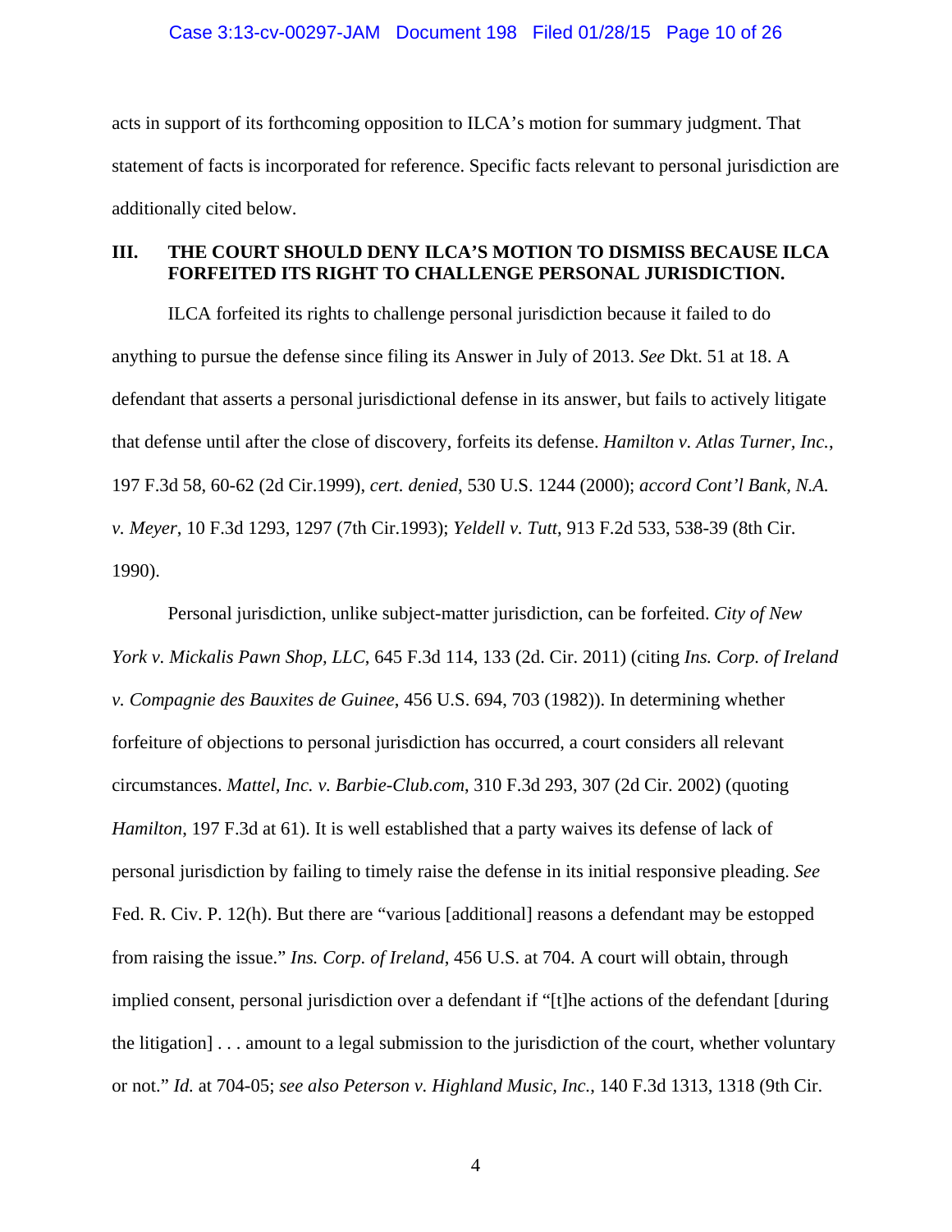acts in support of its forthcoming opposition to ILCA's motion for summary judgment. That statement of facts is incorporated for reference. Specific facts relevant to personal jurisdiction are additionally cited below.

## III. THE COURT SHOULD DENY ILCA'S MOTION TO DISMISS BECAUSE ILCA FORFEITED ITS RIGHT TO CHALLENGE PERSONAL JURISDICTION.

ILCA forfeited its rights to challenge personal jurisdiction because it failed to do anything to pursue the defense since filing its Answer in July of 2013. *See* Dkt. 51 at 18. A defendant that asserts a personal jurisdictional defense in its answer, but fails to actively litigate that defense until after the close of discovery, forfeits its defense. *Hamilton v. Atlas Turner, Inc.*, 197 F.3d 58, 60-62 (2d Cir.1999), *cert. denied*, 530 U.S. 1244 (2000); *accord Cont'l Bank, N.A. v. Meyer*, 10 F.3d 1293, 1297 (7th Cir.1993); *Yeldell v. Tutt*, 913 F.2d 533, 538-39 (8th Cir. 1990).

Personal jurisdiction, unlike subject-matter jurisdiction, can be forfeited. *City of New York v. Mickalis Pawn Shop, LLC*, 645 F.3d 114, 133 (2d. Cir. 2011) (citing *Ins. Corp. of Ireland v. Compagnie des Bauxites de Guinee*, 456 U.S. 694, 703 (1982)). In determining whether forfeiture of objections to personal jurisdiction has occurred, a court considers all relevant circumstances. *Mattel, Inc. v. Barbie-Club.com*, 310 F.3d 293, 307 (2d Cir. 2002) (quoting *Hamilton*, 197 F.3d at 61). It is well established that a party waives its defense of lack of personal jurisdiction by failing to timely raise the defense in its initial responsive pleading. *See* Fed. R. Civ. P. 12(h). But there are "various [additional] reasons a defendant may be estopped from raising the issue." *Ins. Corp. of Ireland*, 456 U.S. at 704. A court will obtain, through implied consent, personal jurisdiction over a defendant if "[t]he actions of the defendant [during the litigation] . . . amount to a legal submission to the jurisdiction of the court, whether voluntary or not." *Id.* at 704-05; *see also Peterson v. Highland Music, Inc.*, 140 F.3d 1313, 1318 (9th Cir.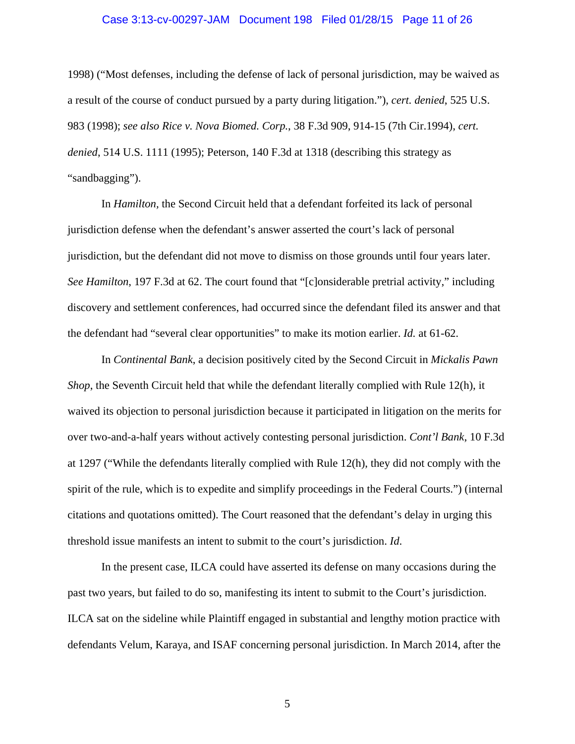1998) ("Most defenses, including the defense of lack of personal jurisdiction, may be waived as a result of the course of conduct pursued by a party during litigation."), *cert. denied*, 525 U.S. 983 (1998); *see also Rice v. Nova Biomed. Corp.*, 38 F.3d 909, 914-15 (7th Cir.1994), *cert. denied*, 514 U.S. 1111 (1995); Peterson, 140 F.3d at 1318 (describing this strategy as "sandbagging").

In *Hamilton,* the Second Circuit held that a defendant forfeited its lack of personal jurisdiction defense when the defendant's answer asserted the court's lack of personal jurisdiction, but the defendant did not move to dismiss on those grounds until four years later. *See Hamilton*, 197 F.3d at 62. The court found that "[c]onsiderable pretrial activity," including discovery and settlement conferences, had occurred since the defendant filed its answer and that the defendant had "several clear opportunities" to make its motion earlier. *Id.* at 61-62.

In *Continental Bank*, a decision positively cited by the Second Circuit in *Mickalis Pawn Shop*, the Seventh Circuit held that while the defendant literally complied with Rule 12(h), it waived its objection to personal jurisdiction because it participated in litigation on the merits for over two-and-a-half years without actively contesting personal jurisdiction. *Cont'l Bank*, 10 F.3d at 1297 ("While the defendants literally complied with Rule 12(h), they did not comply with the spirit of the rule, which is to expedite and simplify proceedings in the Federal Courts.") (internal citations and quotations omitted). The Court reasoned that the defendant's delay in urging this threshold issue manifests an intent to submit to the court's jurisdiction. *Id*.

In the present case, ILCA could have asserted its defense on many occasions during the past two years, but failed to do so, manifesting its intent to submit to the Court's jurisdiction. ILCA sat on the sideline while Plaintiff engaged in substantial and lengthy motion practice with defendants Velum, Karaya, and ISAF concerning personal jurisdiction. In March 2014, after the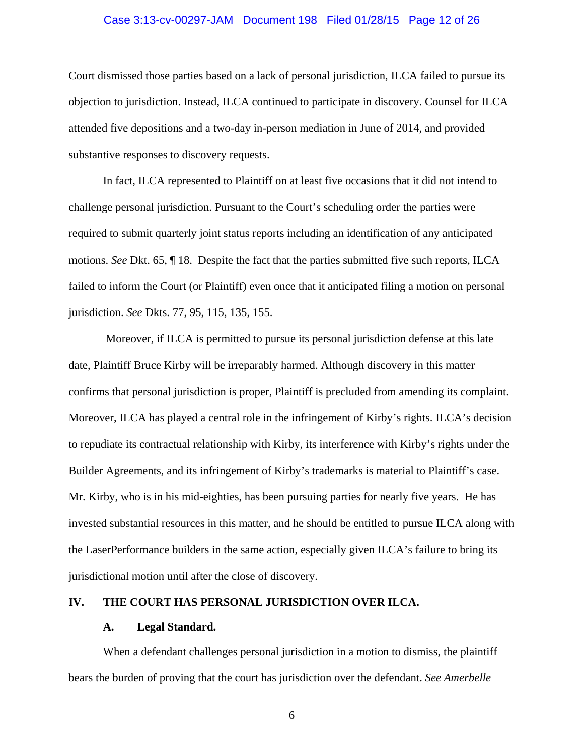Court dismissed those parties based on a lack of personal jurisdiction, ILCA failed to pursue its objection to jurisdiction. Instead, ILCA continued to participate in discovery. Counsel for ILCA attended five depositions and a two-day in-person mediation in June of 2014, and provided substantive responses to discovery requests.

In fact, ILCA represented to Plaintiff on at least five occasions that it did not intend to challenge personal jurisdiction. Pursuant to the Court's scheduling order the parties were required to submit quarterly joint status reports including an identification of any anticipated motions. *See* Dkt. 65, ¶ 18. Despite the fact that the parties submitted five such reports, ILCA failed to inform the Court (or Plaintiff) even once that it anticipated filing a motion on personal jurisdiction. *See* Dkts. 77, 95, 115, 135, 155.

Moreover, if ILCA is permitted to pursue its personal jurisdiction defense at this late date, Plaintiff Bruce Kirby will be irreparably harmed. Although discovery in this matter confirms that personal jurisdiction is proper, Plaintiff is precluded from amending its complaint. Moreover, ILCA has played a central role in the infringement of Kirby's rights. ILCA's decision to repudiate its contractual relationship with Kirby, its interference with Kirby's rights under the Builder Agreements, and its infringement of Kirby's trademarks is material to Plaintiff's case. Mr. Kirby, who is in his mid-eighties, has been pursuing parties for nearly five years. He has invested substantial resources in this matter, and he should be entitled to pursue ILCA along with the LaserPerformance builders in the same action, especially given ILCA's failure to bring its jurisdictional motion until after the close of discovery.

## IV. THE COURT HAS PERSONAL JURISDICTION OVER ILCA.

### A. Legal Standard.

When a defendant challenges personal jurisdiction in a motion to dismiss, the plaintiff bears the burden of proving that the court has jurisdiction over the defendant. *See Amerbelle*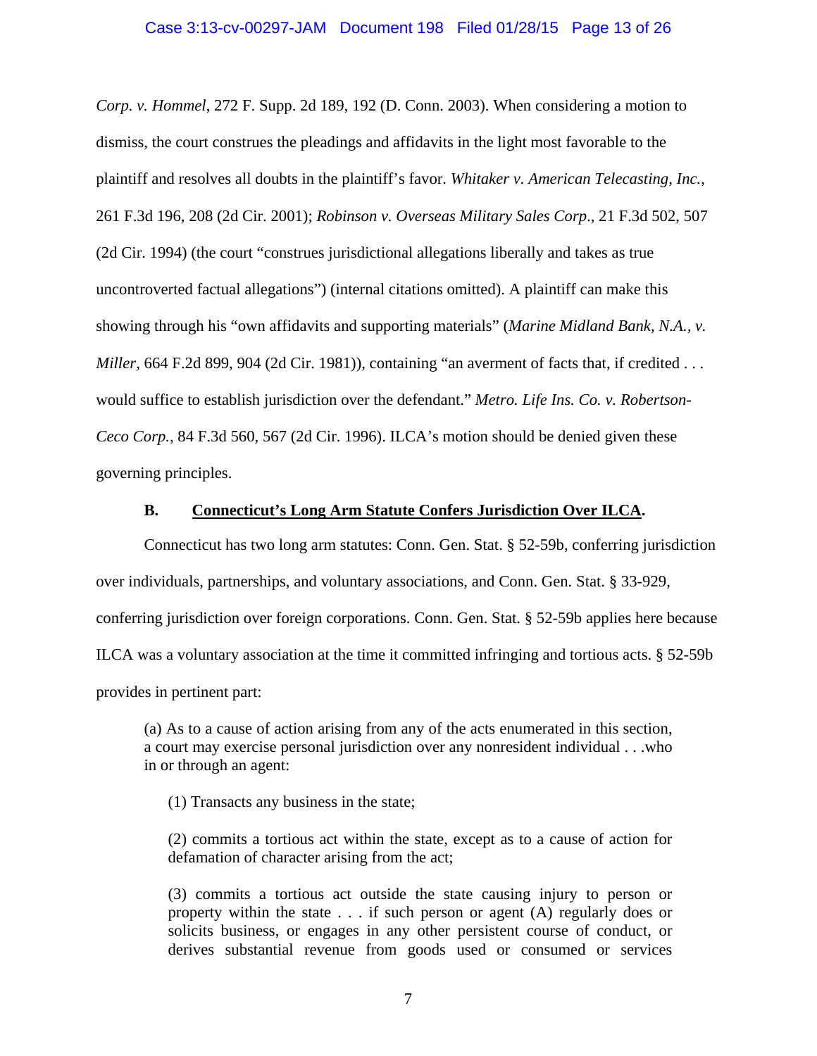*Corp. v. Hommel*, 272 F. Supp. 2d 189, 192 (D. Conn. 2003). When considering a motion to dismiss, the court construes the pleadings and affidavits in the light most favorable to the plaintiff and resolves all doubts in the plaintiff's favor. *Whitaker v. American Telecasting, Inc.*, 261 F.3d 196, 208 (2d Cir. 2001); *Robinson v. Overseas Military Sales Corp*., 21 F.3d 502, 507 (2d Cir. 1994) (the court "construes jurisdictional allegations liberally and takes as true uncontroverted factual allegations") (internal citations omitted). A plaintiff can make this showing through his "own affidavits and supporting materials" (*Marine Midland Bank, N.A., v. Miller*, 664 F.2d 899, 904 (2d Cir. 1981)), containing "an averment of facts that, if credited . . . would suffice to establish jurisdiction over the defendant." *Metro. Life Ins. Co. v. Robertson-Ceco Corp.*, 84 F.3d 560, 567 (2d Cir. 1996). ILCA's motion should be denied given these governing principles.

### B. <u>Connecticut's Long Arm Statute Confers Jurisdiction Over ILCA</u>.

Connecticut has two long arm statutes: Conn. Gen. Stat. § 52-59b, conferring jurisdiction over individuals, partnerships, and voluntary associations, and Conn. Gen. Stat. § 33-929, conferring jurisdiction over foreign corporations. Conn. Gen. Stat. § 52-59b applies here because ILCA was a voluntary association at the time it committed infringing and tortious acts. § 52-59b provides in pertinent part:

> (a) As to a cause of action arising from any of the acts enumerated in this section, a court may exercise personal jurisdiction over any nonresident individual . . .who in or through an agent:
>
> (1) Transacts any business in the state;
>
> (2) commits a tortious act within the state, except as to a cause of action for defamation of character arising from the act;
>
> (3) commits a tortious act outside the state causing injury to person or property within the state . . . if such person or agent (A) regularly does or solicits business, or engages in any other persistent course of conduct, or derives substantial revenue from goods used or consumed or services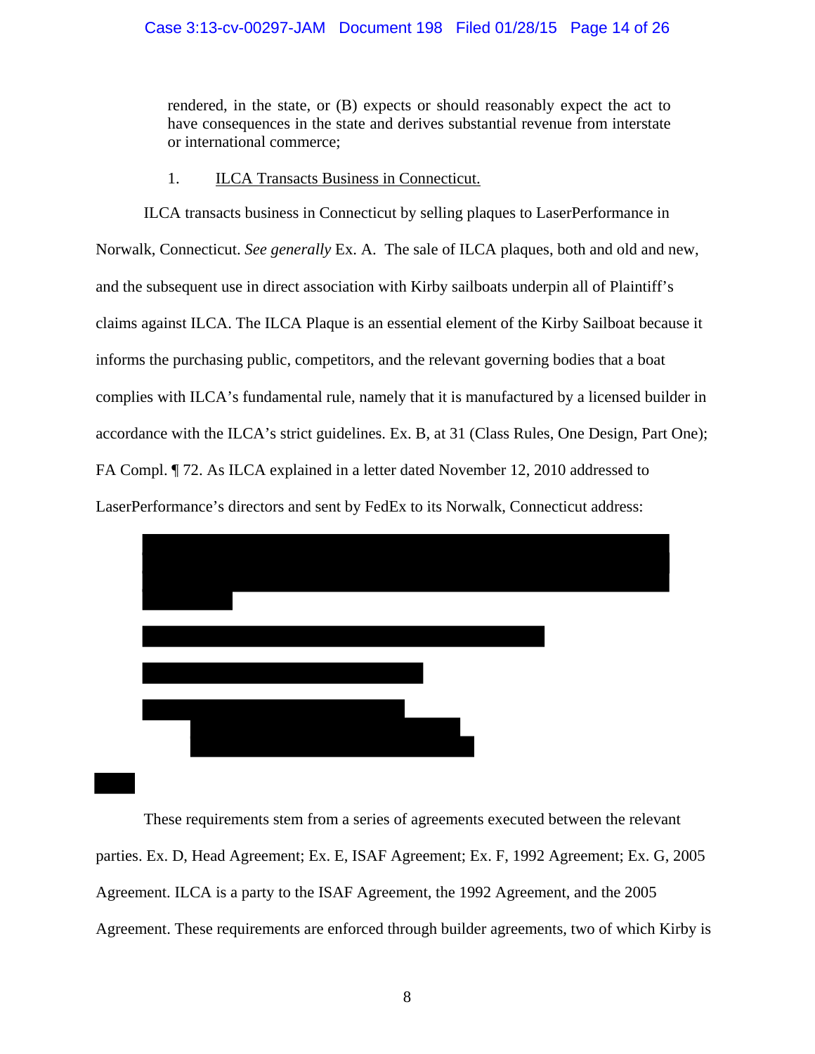rendered, in the state, or (B) expects or should reasonably expect the act to have consequences in the state and derives substantial revenue from interstate or international commerce;

1. ILCA Transacts Business in Connecticut.

ILCA transacts business in Connecticut by selling plaques to LaserPerformance in Norwalk, Connecticut. *See generally* Ex. A. The sale of ILCA plaques, both and old and new, and the subsequent use in direct association with Kirby sailboats underpin all of Plaintiff's claims against ILCA. The ILCA Plaque is an essential element of the Kirby Sailboat because it informs the purchasing public, competitors, and the relevant governing bodies that a boat complies with ILCA's fundamental rule, namely that it is manufactured by a licensed builder in accordance with the ILCA's strict guidelines. Ex. B, at 31 (Class Rules, One Design, Part One); FA Compl. ¶ 72. As ILCA explained in a letter dated November 12, 2010 addressed to LaserPerformance's directors and sent by FedEx to its Norwalk, Connecticut address:

These requirements stem from a series of agreements executed between the relevant parties. Ex. D, Head Agreement; Ex. E, ISAF Agreement; Ex. F, 1992 Agreement; Ex. G, 2005 Agreement. ILCA is a party to the ISAF Agreement, the 1992 Agreement, and the 2005 Agreement. These requirements are enforced through builder agreements, two of which Kirby is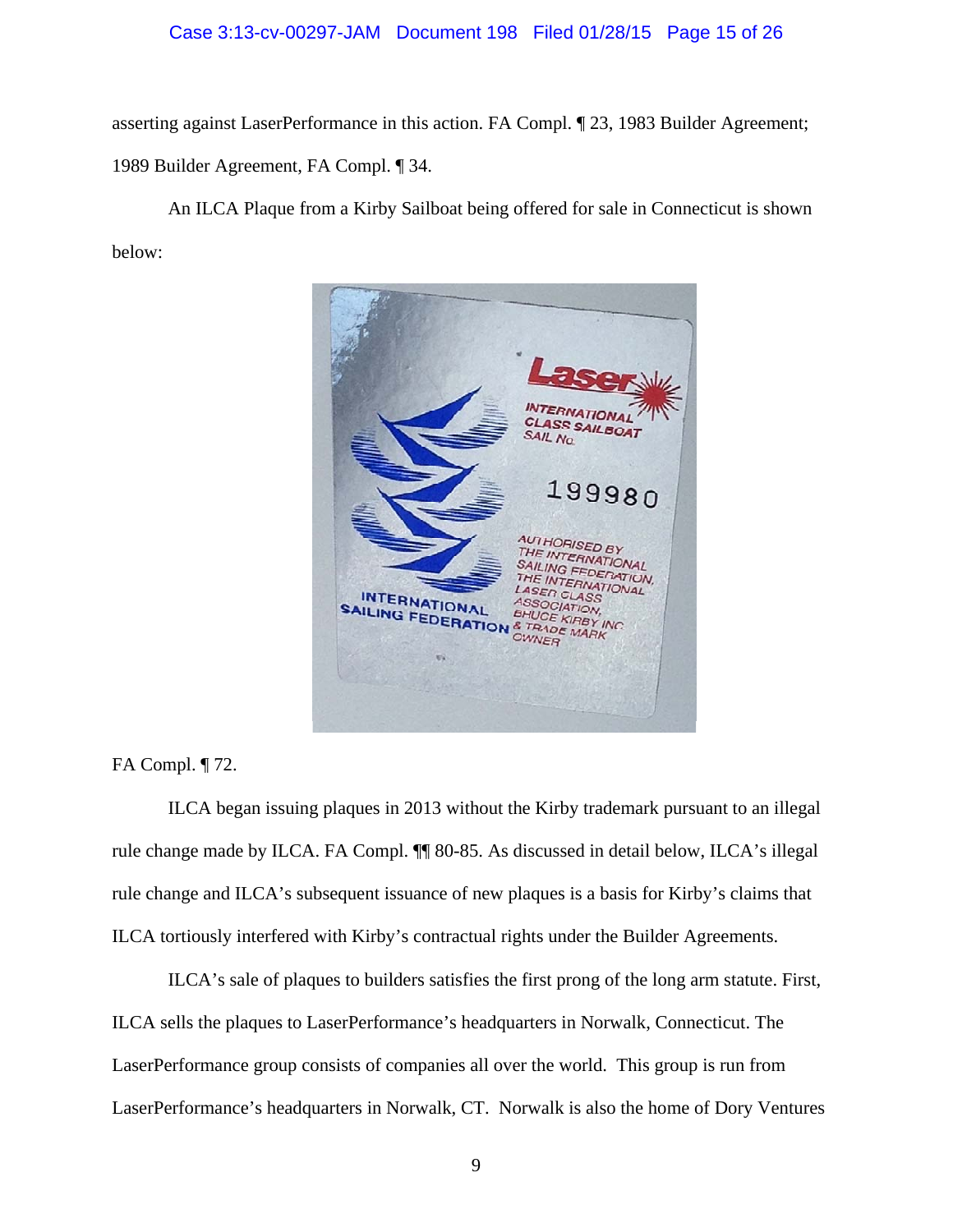asserting against LaserPerformance in this action. FA Compl. ¶ 23, 1983 Builder Agreement; 1989 Builder Agreement, FA Compl. ¶ 34.

An ILCA Plaque from a Kirby Sailboat being offered for sale in Connecticut is shown below:

FA Compl. ¶ 72.

ILCA began issuing plaques in 2013 without the Kirby trademark pursuant to an illegal rule change made by ILCA. FA Compl. ¶¶ 80-85. As discussed in detail below, ILCA's illegal rule change and ILCA's subsequent issuance of new plaques is a basis for Kirby's claims that ILCA tortiously interfered with Kirby's contractual rights under the Builder Agreements.

ILCA's sale of plaques to builders satisfies the first prong of the long arm statute. First, ILCA sells the plaques to LaserPerformance's headquarters in Norwalk, Connecticut. The LaserPerformance group consists of companies all over the world. This group is run from LaserPerformance's headquarters in Norwalk, CT. Norwalk is also the home of Dory Ventures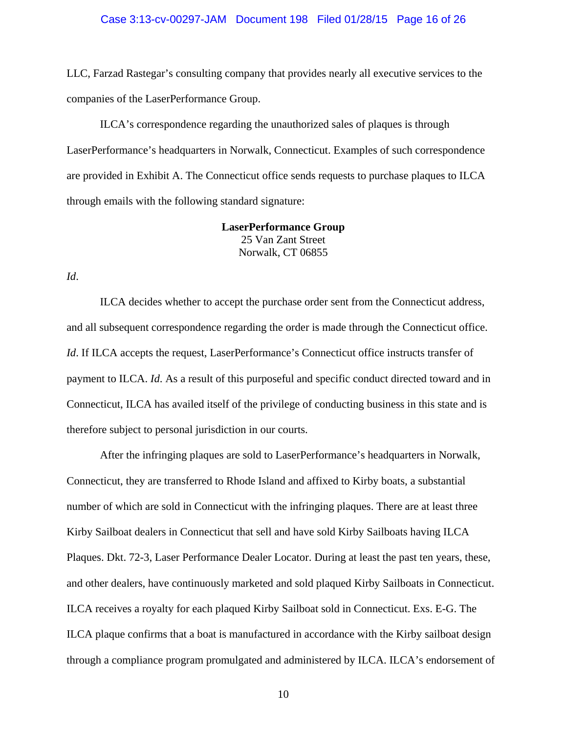LLC, Farzad Rastegar's consulting company that provides nearly all executive services to the companies of the LaserPerformance Group.

ILCA's correspondence regarding the unauthorized sales of plaques is through LaserPerformance's headquarters in Norwalk, Connecticut. Examples of such correspondence are provided in Exhibit A. The Connecticut office sends requests to purchase plaques to ILCA through emails with the following standard signature:

**LaserPerformance Group**
25 Van Zant Street
Norwalk, CT 06855

*Id*.

ILCA decides whether to accept the purchase order sent from the Connecticut address, and all subsequent correspondence regarding the order is made through the Connecticut office. *Id*. If ILCA accepts the request, LaserPerformance's Connecticut office instructs transfer of payment to ILCA. *Id*. As a result of this purposeful and specific conduct directed toward and in Connecticut, ILCA has availed itself of the privilege of conducting business in this state and is therefore subject to personal jurisdiction in our courts.

After the infringing plaques are sold to LaserPerformance's headquarters in Norwalk, Connecticut, they are transferred to Rhode Island and affixed to Kirby boats, a substantial number of which are sold in Connecticut with the infringing plaques. There are at least three Kirby Sailboat dealers in Connecticut that sell and have sold Kirby Sailboats having ILCA Plaques. Dkt. 72-3, Laser Performance Dealer Locator. During at least the past ten years, these, and other dealers, have continuously marketed and sold plaqued Kirby Sailboats in Connecticut. ILCA receives a royalty for each plaqued Kirby Sailboat sold in Connecticut. Exs. E-G. The ILCA plaque confirms that a boat is manufactured in accordance with the Kirby sailboat design through a compliance program promulgated and administered by ILCA. ILCA's endorsement of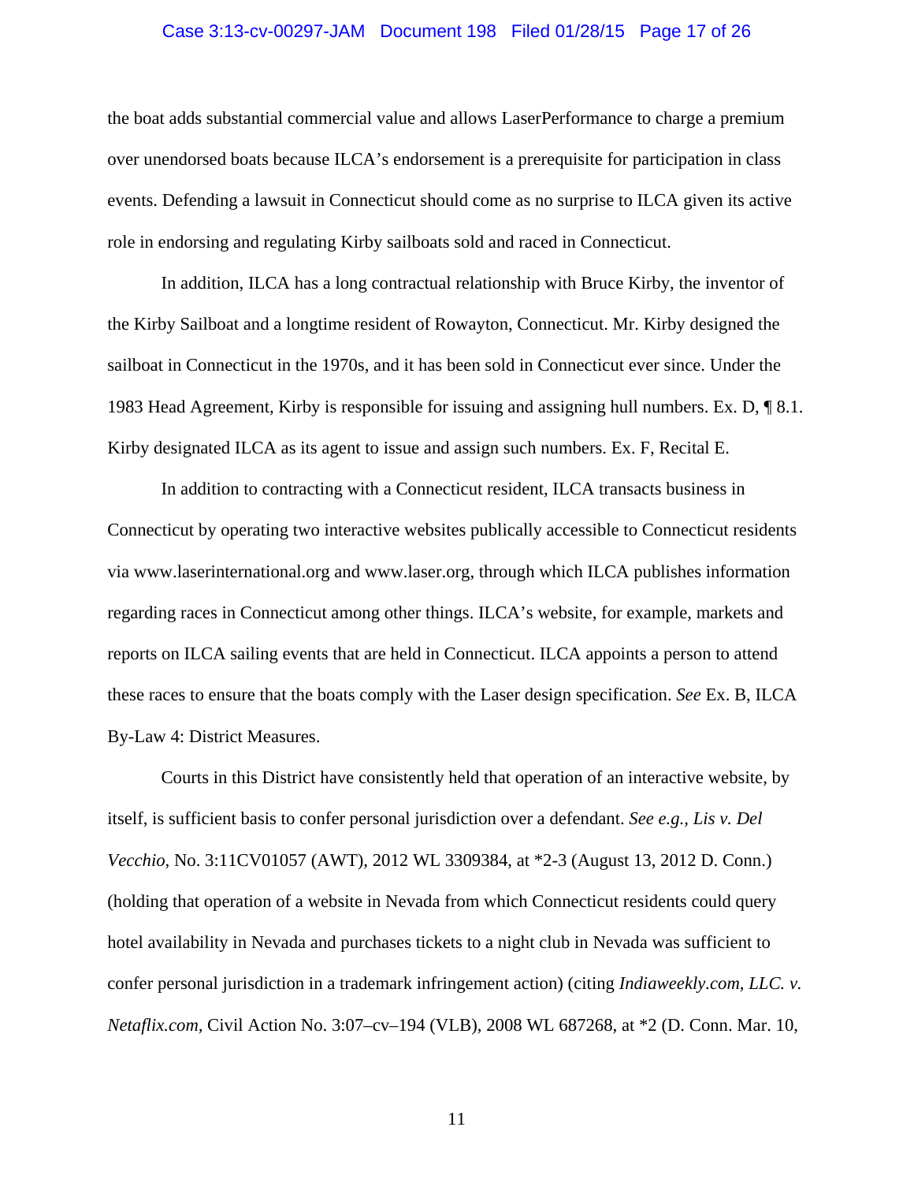the boat adds substantial commercial value and allows LaserPerformance to charge a premium over unendorsed boats because ILCA's endorsement is a prerequisite for participation in class events. Defending a lawsuit in Connecticut should come as no surprise to ILCA given its active role in endorsing and regulating Kirby sailboats sold and raced in Connecticut.

In addition, ILCA has a long contractual relationship with Bruce Kirby, the inventor of the Kirby Sailboat and a longtime resident of Rowayton, Connecticut. Mr. Kirby designed the sailboat in Connecticut in the 1970s, and it has been sold in Connecticut ever since. Under the 1983 Head Agreement, Kirby is responsible for issuing and assigning hull numbers. Ex. D, ¶ 8.1. Kirby designated ILCA as its agent to issue and assign such numbers. Ex. F, Recital E.

In addition to contracting with a Connecticut resident, ILCA transacts business in Connecticut by operating two interactive websites publically accessible to Connecticut residents via www.laserinternational.org and www.laser.org, through which ILCA publishes information regarding races in Connecticut among other things. ILCA's website, for example, markets and reports on ILCA sailing events that are held in Connecticut. ILCA appoints a person to attend these races to ensure that the boats comply with the Laser design specification. *See* Ex. B, ILCA By-Law 4: District Measures.

Courts in this District have consistently held that operation of an interactive website, by itself, is sufficient basis to confer personal jurisdiction over a defendant. *See e.g., Lis v. Del Vecchio*, No. 3:11CV01057 (AWT), 2012 WL 3309384, at *2-3 (August 13, 2012 D. Conn.) (holding that operation of a website in Nevada from which Connecticut residents could query hotel availability in Nevada and purchases tickets to a night club in Nevada was sufficient to confer personal jurisdiction in a trademark infringement action) (citing *Indiaweekly.com, LLC. v. Netaflix.com*, Civil Action No. 3:07–cv–194 (VLB), 2008 WL 687268, at *2 (D. Conn. Mar. 10,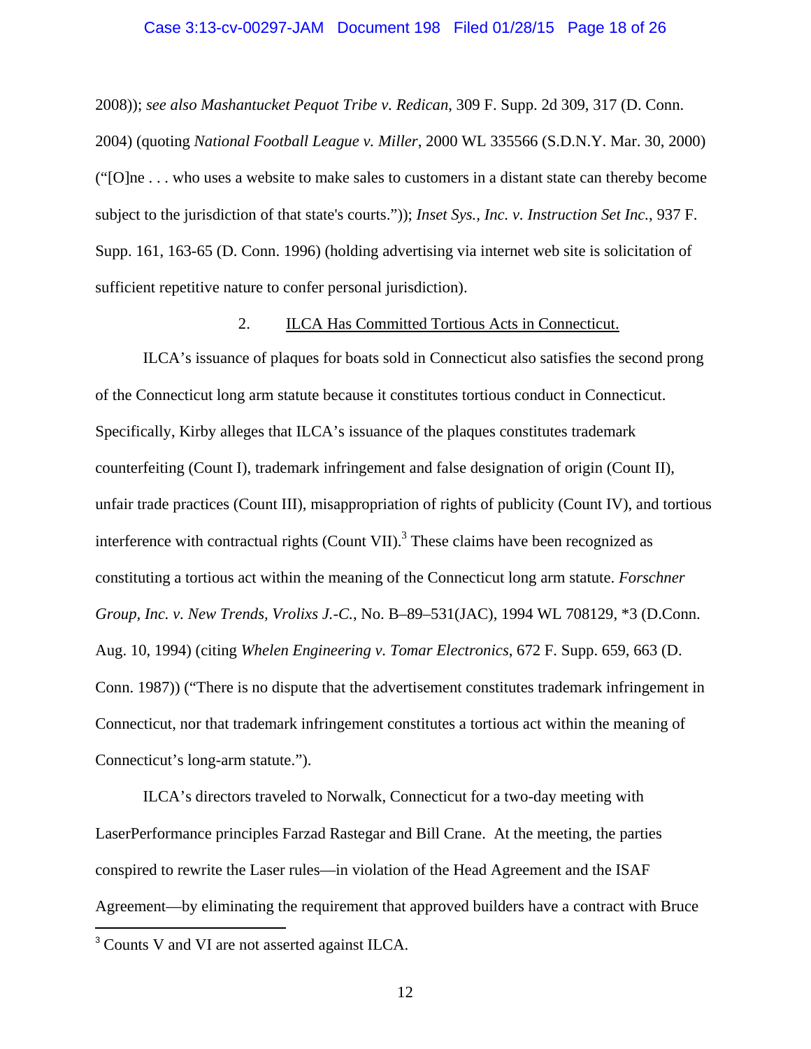2008)); *see also Mashantucket Pequot Tribe v. Redican*, 309 F. Supp. 2d 309, 317 (D. Conn. 2004) (quoting *National Football League v. Miller*, 2000 WL 335566 (S.D.N.Y. Mar. 30, 2000) ("[O]ne . . . who uses a website to make sales to customers in a distant state can thereby become subject to the jurisdiction of that state's courts.")); *Inset Sys., Inc. v. Instruction Set Inc.*, 937 F. Supp. 161, 163-65 (D. Conn. 1996) (holding advertising via internet web site is solicitation of sufficient repetitive nature to confer personal jurisdiction).

2. ILCA Has Committed Tortious Acts in Connecticut.

ILCA's issuance of plaques for boats sold in Connecticut also satisfies the second prong of the Connecticut long arm statute because it constitutes tortious conduct in Connecticut. Specifically, Kirby alleges that ILCA's issuance of the plaques constitutes trademark counterfeiting (Count I), trademark infringement and false designation of origin (Count II), unfair trade practices (Count III), misappropriation of rights of publicity (Count IV), and tortious interference with contractual rights (Count VII).[3] These claims have been recognized as constituting a tortious act within the meaning of the Connecticut long arm statute. *Forschner Group, Inc. v. New Trends, Vrolix J.-C.*, No. B–89–531(JAC), 1994 WL 708129, *3 (D.Conn. Aug. 10, 1994) (citing *Whelen Engineering v. Tomar Electronics*, 672 F. Supp. 659, 663 (D. Conn. 1987)) ("There is no dispute that the advertisement constitutes trademark infringement in Connecticut, nor that trademark infringement constitutes a tortious act within the meaning of Connecticut's long-arm statute.").

ILCA's directors traveled to Norwalk, Connecticut for a two-day meeting with LaserPerformance principles Farzad Rastegar and Bill Crane. At the meeting, the parties conspired to rewrite the Laser rules—in violation of the Head Agreement and the ISAF Agreement—by eliminating the requirement that approved builders have a contract with Bruce

[3] Counts V and VI are not asserted against ILCA.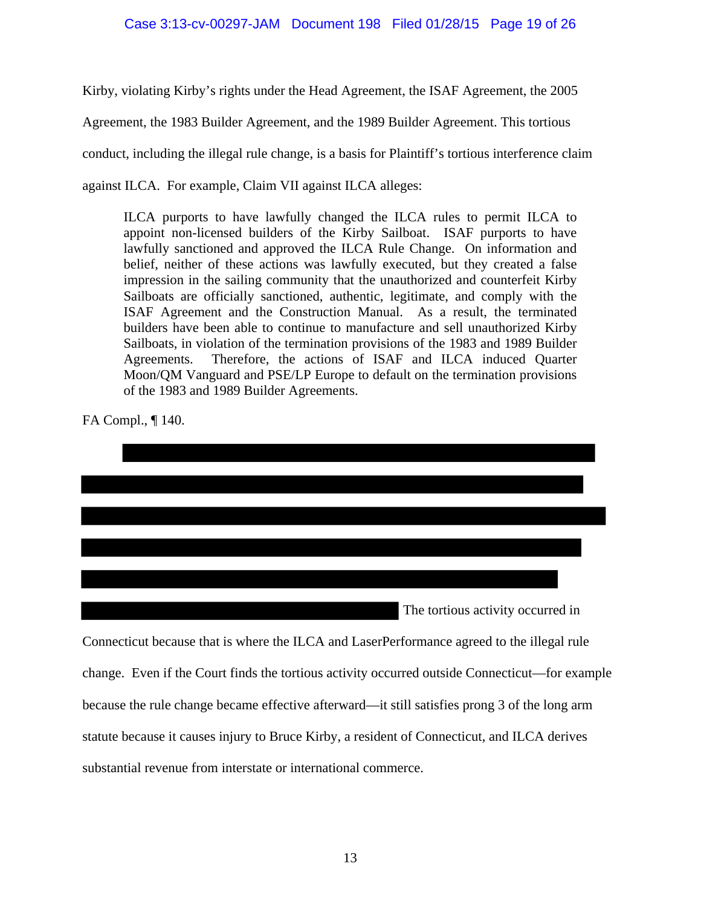Kirby, violating Kirby's rights under the Head Agreement, the ISAF Agreement, the 2005 Agreement, the 1983 Builder Agreement, and the 1989 Builder Agreement. This tortious conduct, including the illegal rule change, is a basis for Plaintiff's tortious interference claim against ILCA. For example, Claim VII against ILCA alleges:

> ILCA purports to have lawfully changed the ILCA rules to permit ILCA to appoint non-licensed builders of the Kirby Sailboat. ISAF purports to have lawfully sanctioned and approved the ILCA Rule Change. On information and belief, neither of these actions was lawfully executed, but they created a false impression in the sailing community that the unauthorized and counterfeit Kirby Sailboats are officially sanctioned, authentic, legitimate, and comply with the ISAF Agreement and the Construction Manual. As a result, the terminated builders have been able to continue to manufacture and sell unauthorized Kirby Sailboats, in violation of the termination provisions of the 1983 and 1989 Builder Agreements. Therefore, the actions of ISAF and ILCA induced Quarter Moon/QM Vanguard and PSE/LP Europe to default on the termination provisions of the 1983 and 1989 Builder Agreements.

FA Compl., ¶ 140.

[REDACTED] The tortious activity occurred in Connecticut because that is where the ILCA and LaserPerformance agreed to the illegal rule change. Even if the Court finds the tortious activity occurred outside Connecticut—for example because the rule change became effective afterward—it still satisfies prong 3 of the long arm statute because it causes injury to Bruce Kirby, a resident of Connecticut, and ILCA derives substantial revenue from interstate or international commerce.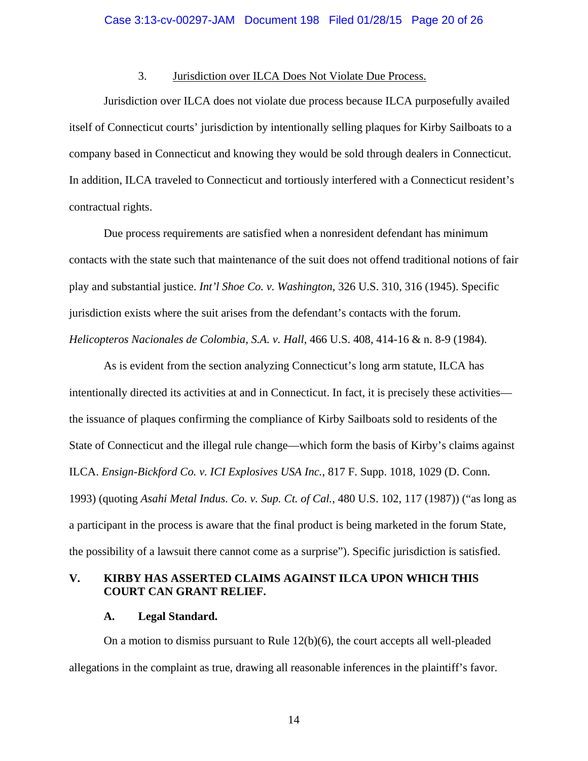### 3. Jurisdiction over ILCA Does Not Violate Due Process.

Jurisdiction over ILCA does not violate due process because ILCA purposefully availed itself of Connecticut courts' jurisdiction by intentionally selling plaques for Kirby Sailboats to a company based in Connecticut and knowing they would be sold through dealers in Connecticut. In addition, ILCA traveled to Connecticut and tortiously interfered with a Connecticut resident's contractual rights.

Due process requirements are satisfied when a nonresident defendant has minimum contacts with the state such that maintenance of the suit does not offend traditional notions of fair play and substantial justice. *Int'l Shoe Co. v. Washington*, 326 U.S. 310, 316 (1945). Specific jurisdiction exists where the suit arises from the defendant's contacts with the forum. *Helicopteros Nacionales de Colombia, S.A. v. Hall*, 466 U.S. 408, 414-16 & n. 8-9 (1984).

As is evident from the section analyzing Connecticut's long arm statute, ILCA has intentionally directed its activities at and in Connecticut. In fact, it is precisely these activities—the issuance of plaques confirming the compliance of Kirby Sailboats sold to residents of the State of Connecticut and the illegal rule change—which form the basis of Kirby's claims against ILCA. *Ensign-Bickford Co. v. ICI Explosives USA Inc.*, 817 F. Supp. 1018, 1029 (D. Conn. 1993) (quoting *Asahi Metal Indus. Co. v. Sup. Ct. of Cal.*, 480 U.S. 102, 117 (1987)) ("as long as a participant in the process is aware that the final product is being marketed in the forum State, the possibility of a lawsuit there cannot come as a surprise"). Specific jurisdiction is satisfied.

## V. KIRBY HAS ASSERTED CLAIMS AGAINST ILCA UPON WHICH THIS COURT CAN GRANT RELIEF.

### A. Legal Standard.

On a motion to dismiss pursuant to Rule 12(b)(6), the court accepts all well-pleaded allegations in the complaint as true, drawing all reasonable inferences in the plaintiff's favor.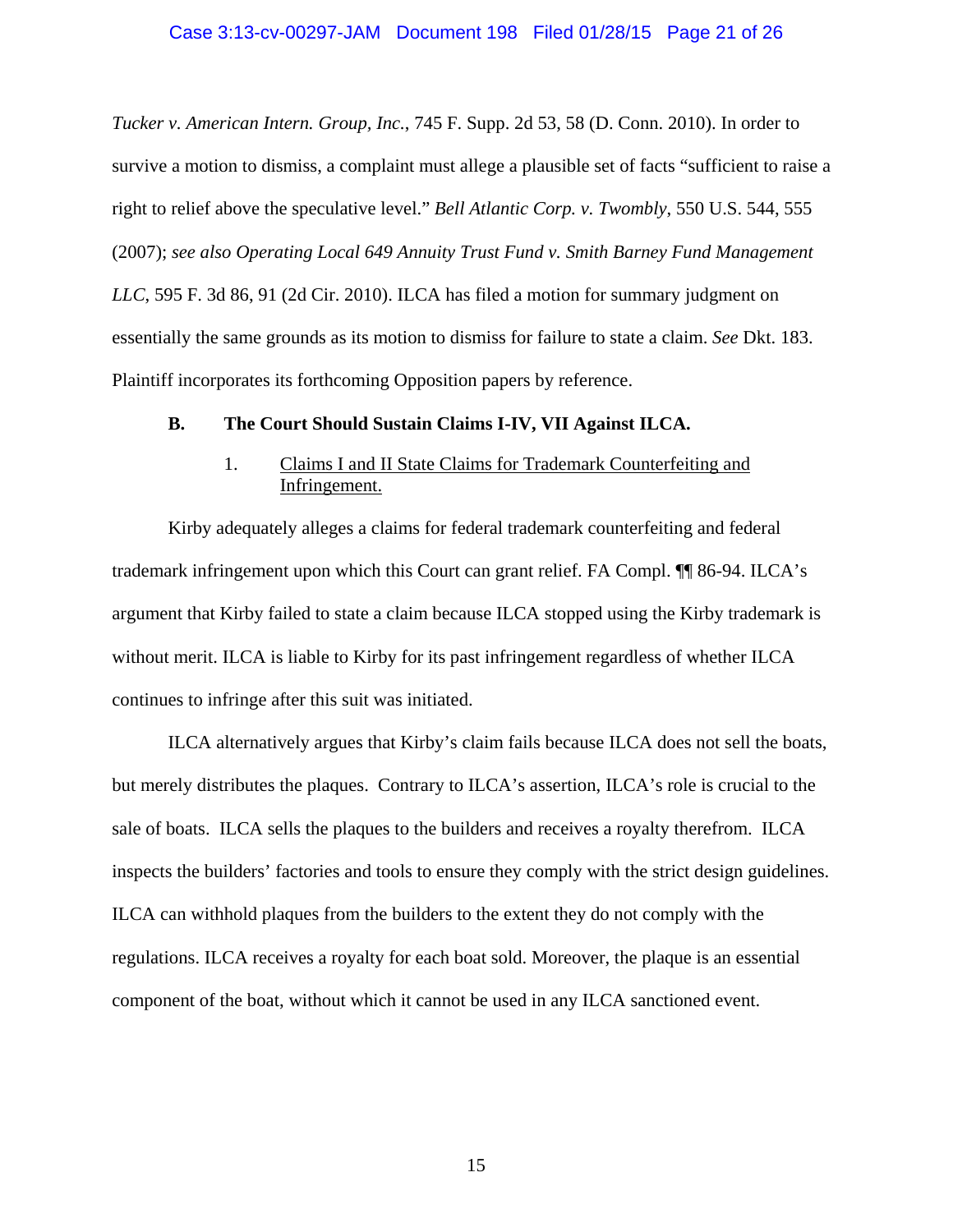*Tucker v. American Intern. Group, Inc.*, 745 F. Supp. 2d 53, 58 (D. Conn. 2010). In order to survive a motion to dismiss, a complaint must allege a plausible set of facts "sufficient to raise a right to relief above the speculative level." *Bell Atlantic Corp. v. Twombly*, 550 U.S. 544, 555 (2007); *see also Operating Local 649 Annuity Trust Fund v. Smith Barney Fund Management LLC*, 595 F. 3d 86, 91 (2d Cir. 2010). ILCA has filed a motion for summary judgment on essentially the same grounds as its motion to dismiss for failure to state a claim. *See* Dkt. 183. Plaintiff incorporates its forthcoming Opposition papers by reference.

**B. The Court Should Sustain Claims I-IV, VII Against ILCA.**

1. <u>Claims I and II State Claims for Trademark Counterfeiting and Infringement.</u>

Kirby adequately alleges a claims for federal trademark counterfeiting and federal trademark infringement upon which this Court can grant relief. FA Compl. ¶¶ 86-94. ILCA's argument that Kirby failed to state a claim because ILCA stopped using the Kirby trademark is without merit. ILCA is liable to Kirby for its past infringement regardless of whether ILCA continues to infringe after this suit was initiated.

ILCA alternatively argues that Kirby's claim fails because ILCA does not sell the boats, but merely distributes the plaques. Contrary to ILCA's assertion, ILCA's role is crucial to the sale of boats. ILCA sells the plaques to the builders and receives a royalty therefrom. ILCA inspects the builders' factories and tools to ensure they comply with the strict design guidelines. ILCA can withhold plaques from the builders to the extent they do not comply with the regulations. ILCA receives a royalty for each boat sold. Moreover, the plaque is an essential component of the boat, without which it cannot be used in any ILCA sanctioned event.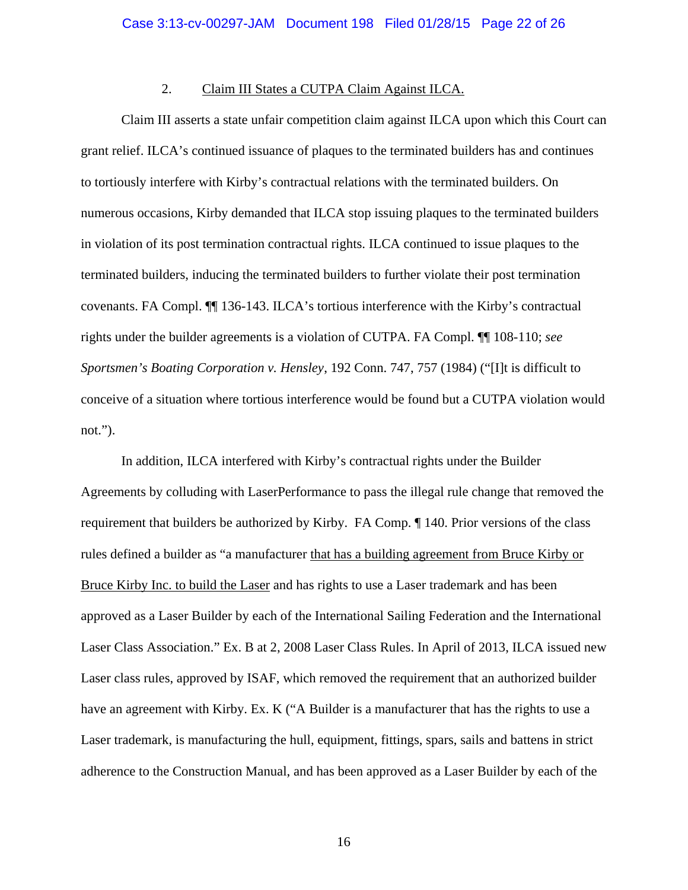2. <u>Claim III States a CUTPA Claim Against ILCA.</u>

Claim III asserts a state unfair competition claim against ILCA upon which this Court can grant relief. ILCA's continued issuance of plaques to the terminated builders has and continues to tortiously interfere with Kirby's contractual relations with the terminated builders. On numerous occasions, Kirby demanded that ILCA stop issuing plaques to the terminated builders in violation of its post termination contractual rights. ILCA continued to issue plaques to the terminated builders, inducing the terminated builders to further violate their post termination covenants. FA Compl. ¶¶ 136-143. ILCA's tortious interference with the Kirby's contractual rights under the builder agreements is a violation of CUTPA. FA Compl. ¶¶ 108-110; *see Sportsmen's Boating Corporation v. Hensley*, 192 Conn. 747, 757 (1984) ("[I]t is difficult to conceive of a situation where tortious interference would be found but a CUTPA violation would not.").

In addition, ILCA interfered with Kirby's contractual rights under the Builder Agreements by colluding with LaserPerformance to pass the illegal rule change that removed the requirement that builders be authorized by Kirby. FA Comp. ¶ 140. Prior versions of the class rules defined a builder as "a manufacturer <u>that has a building agreement from Bruce Kirby or Bruce Kirby Inc. to build the Laser</u> and has rights to use a Laser trademark and has been approved as a Laser Builder by each of the International Sailing Federation and the International Laser Class Association." Ex. B at 2, 2008 Laser Class Rules. In April of 2013, ILCA issued new Laser class rules, approved by ISAF, which removed the requirement that an authorized builder have an agreement with Kirby. Ex. K ("A Builder is a manufacturer that has the rights to use a Laser trademark, is manufacturing the hull, equipment, fittings, spars, sails and battens in strict adherence to the Construction Manual, and has been approved as a Laser Builder by each of the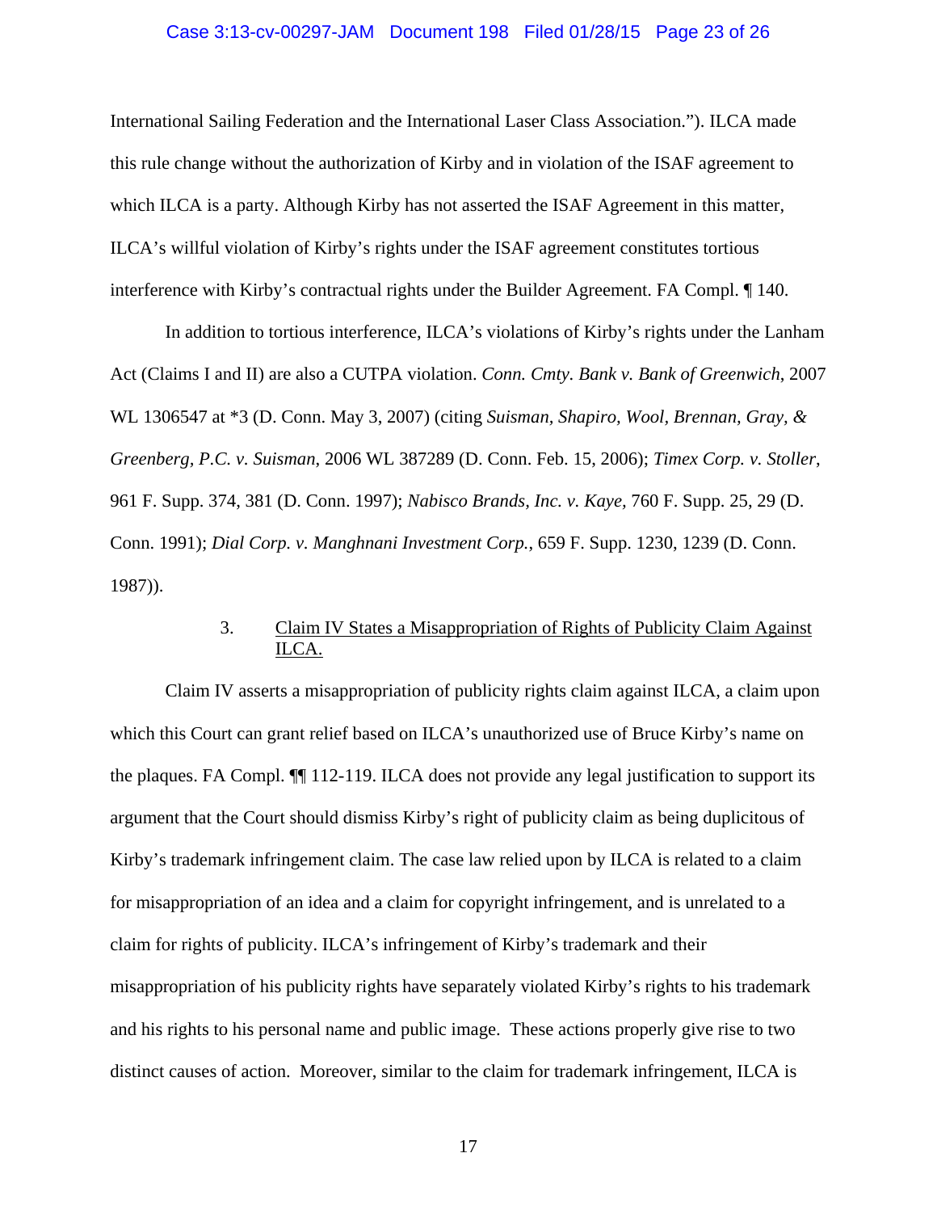International Sailing Federation and the International Laser Class Association."). ILCA made this rule change without the authorization of Kirby and in violation of the ISAF agreement to which ILCA is a party. Although Kirby has not asserted the ISAF Agreement in this matter, ILCA's willful violation of Kirby's rights under the ISAF agreement constitutes tortious interference with Kirby's contractual rights under the Builder Agreement. FA Compl. ¶ 140.

In addition to tortious interference, ILCA's violations of Kirby's rights under the Lanham Act (Claims I and II) are also a CUTPA violation. *Conn. Cmty. Bank v. Bank of Greenwich*, 2007 WL 1306547 at *3 (D. Conn. May 3, 2007) (citing *Suisman, Shapiro, Wool, Brennan, Gray, & Greenberg, P.C. v. Suisman*, 2006 WL 387289 (D. Conn. Feb. 15, 2006); *Timex Corp. v. Stoller*, 961 F. Supp. 374, 381 (D. Conn. 1997); *Nabisco Brands, Inc. v. Kaye*, 760 F. Supp. 25, 29 (D. Conn. 1991); *Dial Corp. v. Manghnani Investment Corp.*, 659 F. Supp. 1230, 1239 (D. Conn. 1987)).

### 3. Claim IV States a Misappropriation of Rights of Publicity Claim Against ILCA.

Claim IV asserts a misappropriation of publicity rights claim against ILCA, a claim upon which this Court can grant relief based on ILCA's unauthorized use of Bruce Kirby's name on the plaques. FA Compl. ¶¶ 112-119. ILCA does not provide any legal justification to support its argument that the Court should dismiss Kirby's right of publicity claim as being duplicitous of Kirby's trademark infringement claim. The case law relied upon by ILCA is related to a claim for misappropriation of an idea and a claim for copyright infringement, and is unrelated to a claim for rights of publicity. ILCA's infringement of Kirby's trademark and their misappropriation of his publicity rights have separately violated Kirby's rights to his trademark and his rights to his personal name and public image. These actions properly give rise to two distinct causes of action. Moreover, similar to the claim for trademark infringement, ILCA is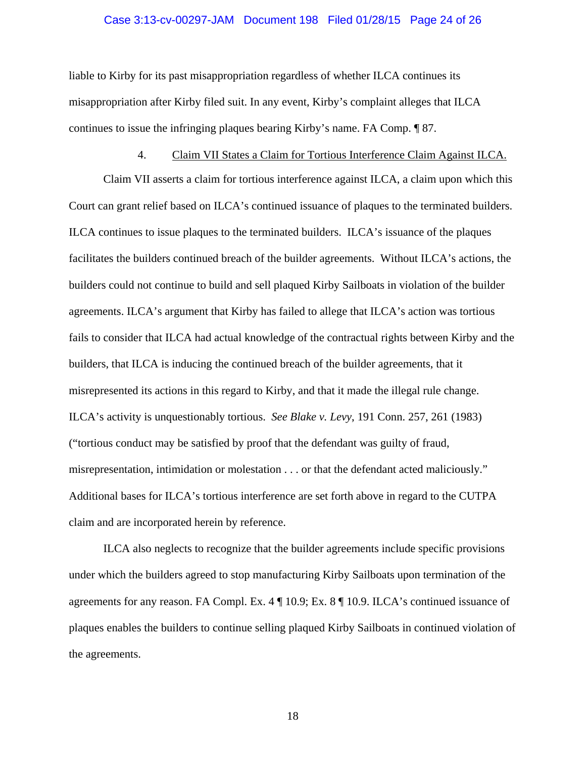liable to Kirby for its past misappropriation regardless of whether ILCA continues its misappropriation after Kirby filed suit. In any event, Kirby's complaint alleges that ILCA continues to issue the infringing plaques bearing Kirby's name. FA Comp. ¶ 87.

4. Claim VII States a Claim for Tortious Interference Claim Against ILCA.

Claim VII asserts a claim for tortious interference against ILCA, a claim upon which this Court can grant relief based on ILCA's continued issuance of plaques to the terminated builders. ILCA continues to issue plaques to the terminated builders. ILCA's issuance of the plaques facilitates the builders continued breach of the builder agreements. Without ILCA's actions, the builders could not continue to build and sell plaqued Kirby Sailboats in violation of the builder agreements. ILCA's argument that Kirby has failed to allege that ILCA's action was tortious fails to consider that ILCA had actual knowledge of the contractual rights between Kirby and the builders, that ILCA is inducing the continued breach of the builder agreements, that it misrepresented its actions in this regard to Kirby, and that it made the illegal rule change. ILCA's activity is unquestionably tortious. *See Blake v. Levy*, 191 Conn. 257, 261 (1983) ("tortious conduct may be satisfied by proof that the defendant was guilty of fraud, misrepresentation, intimidation or molestation . . . or that the defendant acted maliciously." Additional bases for ILCA's tortious interference are set forth above in regard to the CUTPA claim and are incorporated herein by reference.

ILCA also neglects to recognize that the builder agreements include specific provisions under which the builders agreed to stop manufacturing Kirby Sailboats upon termination of the agreements for any reason. FA Compl. Ex. 4 ¶ 10.9; Ex. 8 ¶ 10.9. ILCA's continued issuance of plaques enables the builders to continue selling plaqued Kirby Sailboats in continued violation of the agreements.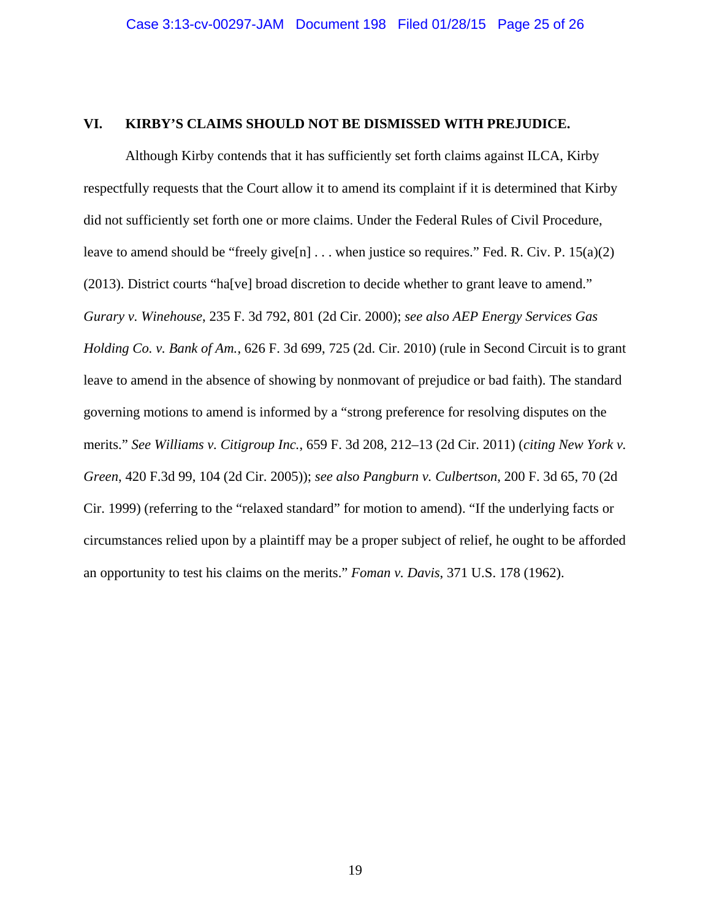## VI. KIRBY'S CLAIMS SHOULD NOT BE DISMISSED WITH PREJUDICE.

Although Kirby contends that it has sufficiently set forth claims against ILCA, Kirby respectfully requests that the Court allow it to amend its complaint if it is determined that Kirby did not sufficiently set forth one or more claims. Under the Federal Rules of Civil Procedure, leave to amend should be "freely give[n] . . . when justice so requires." Fed. R. Civ. P. 15(a)(2) (2013). District courts "ha[ve] broad discretion to decide whether to grant leave to amend." *Gurary v. Winehouse*, 235 F. 3d 792, 801 (2d Cir. 2000); *see also AEP Energy Services Gas Holding Co. v. Bank of Am.*, 626 F. 3d 699, 725 (2d. Cir. 2010) (rule in Second Circuit is to grant leave to amend in the absence of showing by nonmovant of prejudice or bad faith). The standard governing motions to amend is informed by a "strong preference for resolving disputes on the merits." *See Williams v. Citigroup Inc.*, 659 F. 3d 208, 212–13 (2d Cir. 2011) (*citing New York v. Green*, 420 F.3d 99, 104 (2d Cir. 2005)); *see also Pangburn v. Culbertson*, 200 F. 3d 65, 70 (2d Cir. 1999) (referring to the "relaxed standard" for motion to amend). "If the underlying facts or circumstances relied upon by a plaintiff may be a proper subject of relief, he ought to be afforded an opportunity to test his claims on the merits." *Foman v. Davis*, 371 U.S. 178 (1962).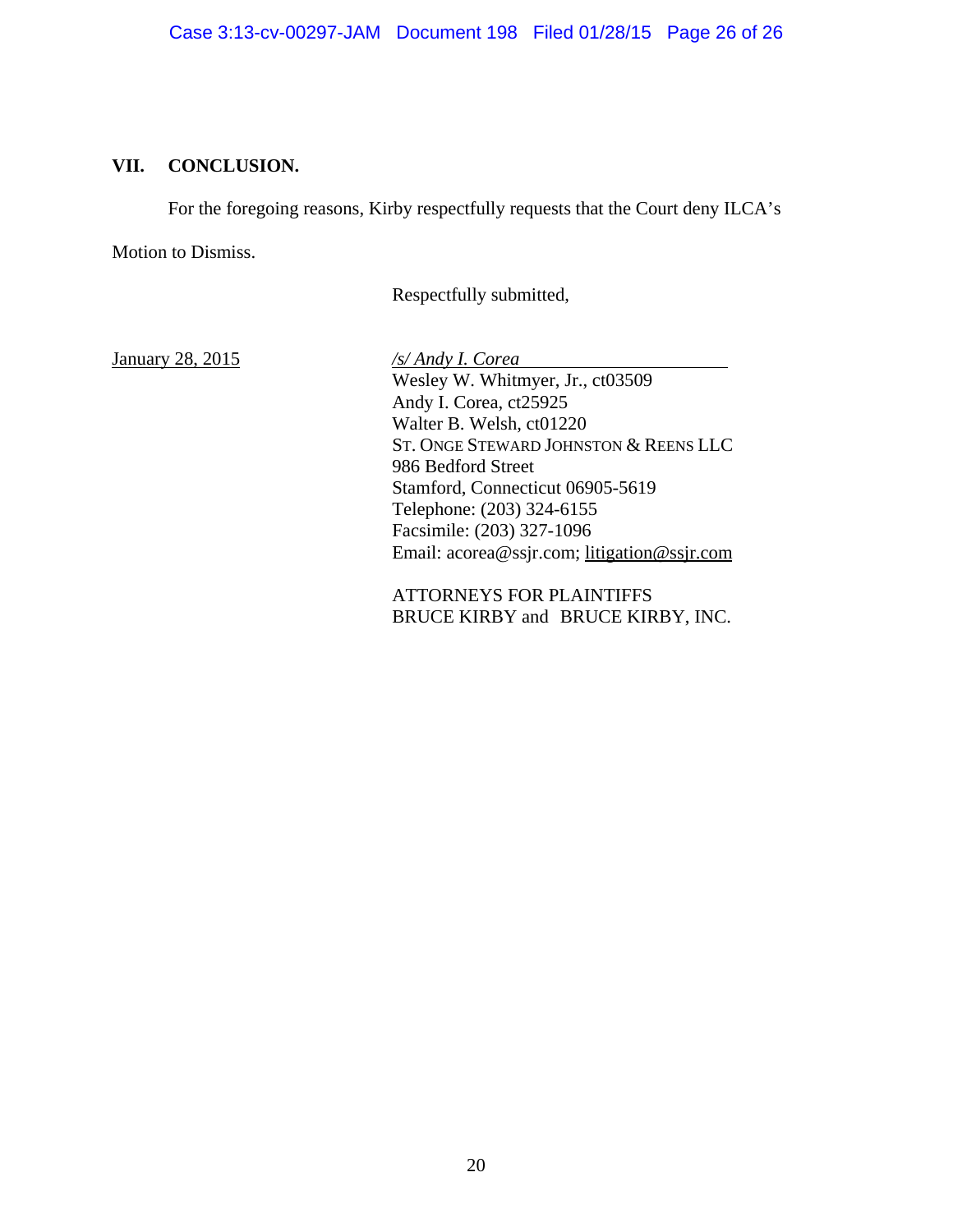## VII. CONCLUSION.

For the foregoing reasons, Kirby respectfully requests that the Court deny ILCA's Motion to Dismiss.

Respectfully submitted,

January 28, 2015

*/s/ Andy I. Corea*
Wesley W. Whitmyer, Jr., ct03509
Andy I. Corea, ct25925
Walter B. Welsh, ct01220
ST. ONGE STEWARD JOHNSTON & REENS LLC
986 Bedford Street
Stamford, Connecticut 06905-5619
Telephone: (203) 324-6155
Facsimile: (203) 327-1096
Email: acorea@ssjr.com; litigation@ssjr.com

ATTORNEYS FOR PLAINTIFFS
BRUCE KIRBY and BRUCE KIRBY, INC.